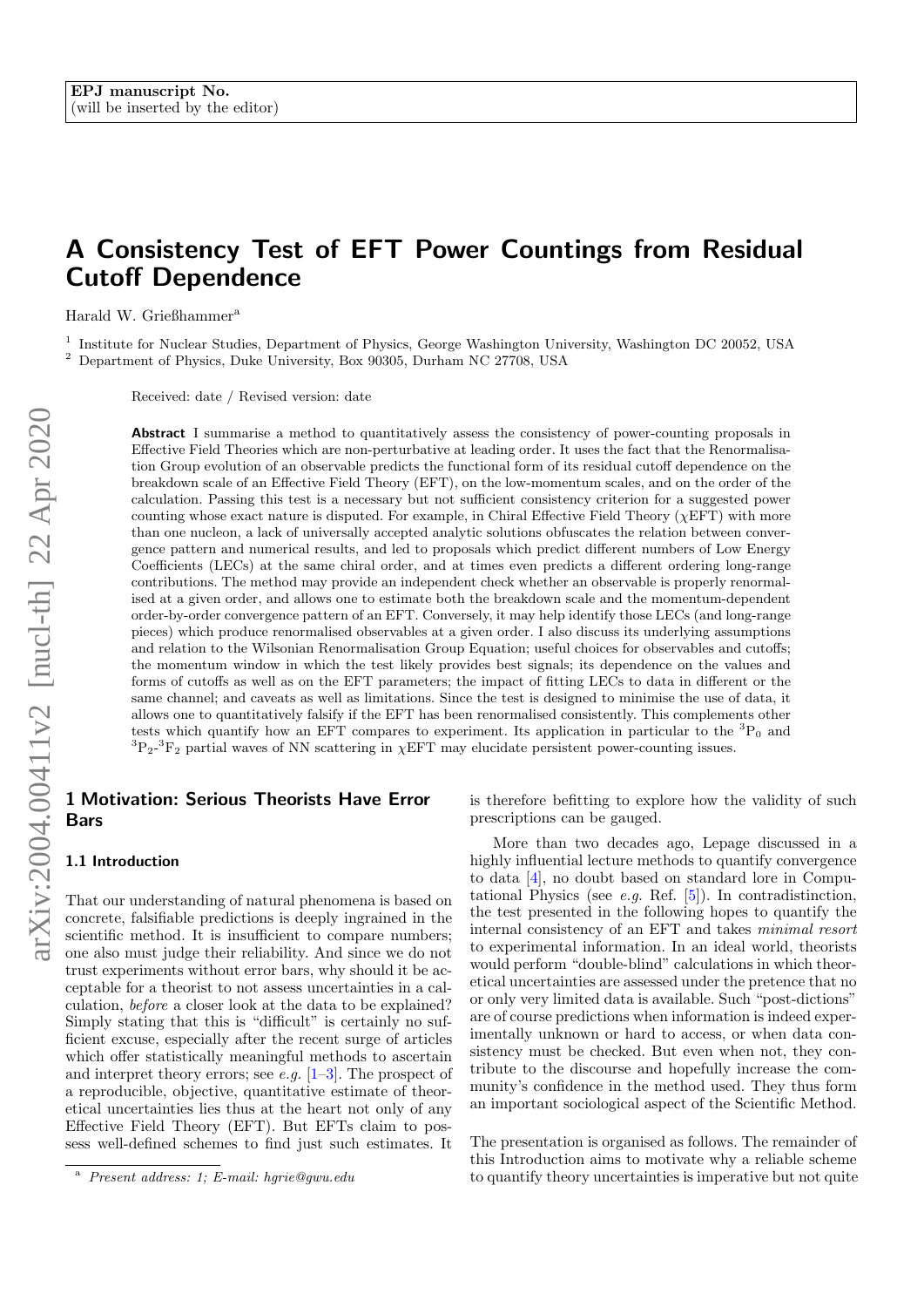EPJ manuscript No.
(will be inserted by the editor)

# A Consistency Test of EFT Power Countings from Residual Cutoff Dependence

Harald W. Grießhammer[a]

[1] Institute for Nuclear Studies, Department of Physics, George Washington University, Washington DC 20052, USA
[2] Department of Physics, Duke University, Box 90305, Durham NC 27708, USA

Received: date / Revised version: date

**Abstract** I summarise a method to quantitatively assess the consistency of power-counting proposals in Effective Field Theories which are non-perturbative at leading order. It uses the fact that the Renormalisation Group evolution of an observable predicts the functional form of its residual cutoff dependence on the breakdown scale of an Effective Field Theory (EFT), on the low-momentum scales, and on the order of the calculation. Passing this test is a necessary but not sufficient consistency criterion for a suggested power counting whose exact nature is disputed. For example, in Chiral Effective Field Theory ($\chi$EFT) with more than one nucleon, a lack of universally accepted analytic solutions obfuscates the relation between convergence pattern and numerical results, and led to proposals which predict different numbers of Low Energy Coefficients (LECs) at the same chiral order, and at times even predicts a different ordering long-range contributions. The method may provide an independent check whether an observable is properly renormalised at a given order, and allows one to estimate both the breakdown scale and the momentum-dependent order-by-order convergence pattern of an EFT. Conversely, it may help identify those LECs (and long-range pieces) which produce renormalised observables at a given order. I also discuss its underlying assumptions and relation to the Wilsonian Renormalisation Group Equation; useful choices for observables and cutoffs; the momentum window in which the test likely provides best signals; its dependence on the values and forms of cutoffs as well as on the EFT parameters; the impact of fitting LECs to data in different or the same channel; and caveats as well as limitations. Since the test is designed to minimise the use of data, it allows one to quantitatively falsify if the EFT has been renormalised consistently. This complements other tests which quantify how an EFT compares to experiment. Its application in particular to the $^3$P$_0$ and $^3$P$_2$-$^3$F$_2$ partial waves of NN scattering in $\chi$EFT may elucidate persistent power-counting issues.

## 1 Motivation: Serious Theorists Have Error Bars

### 1.1 Introduction

That our understanding of natural phenomena is based on concrete, falsifiable predictions is deeply ingrained in the scientific method. It is insufficient to compare numbers; one also must judge their reliability. And since we do not trust experiments without error bars, why should it be acceptable for a theorist to not assess uncertainties in a calculation, *before* a closer look at the data to be explained? Simply stating that this is "difficult" is certainly no sufficient excuse, especially after the recent surge of articles which offer statistically meaningful methods to ascertain and interpret theory errors; see *e.g.* [1–3]. The prospect of a reproducible, objective, quantitative estimate of theoretical uncertainties lies thus at the heart not only of any Effective Field Theory (EFT). But EFTs claim to possess well-defined schemes to find just such estimates. It is therefore befitting to explore how the validity of such prescriptions can be gauged.

More than two decades ago, Lepage discussed in a highly influential lecture methods to quantify convergence to data [4], no doubt based on standard lore in Computational Physics (see *e.g.* Ref. [5]). In contradistinction, the test presented in the following hopes to quantify the internal consistency of an EFT and takes *minimal resort* to experimental information. In an ideal world, theorists would perform "double-blind" calculations in which theoretical uncertainties are assessed under the pretence that no or only very limited data is available. Such "post-dictions" are of course predictions when information is indeed experimentally unknown or hard to access, or when data consistency must be checked. But even when not, they contribute to the discourse and hopefully increase the community's confidence in the method used. They thus form an important sociological aspect of the Scientific Method.

The presentation is organised as follows. The remainder of this Introduction aims to motivate why a reliable scheme to quantify theory uncertainties is imperative but not quite

[a] *Present address: 1; E-mail: hgrie@gwu.edu*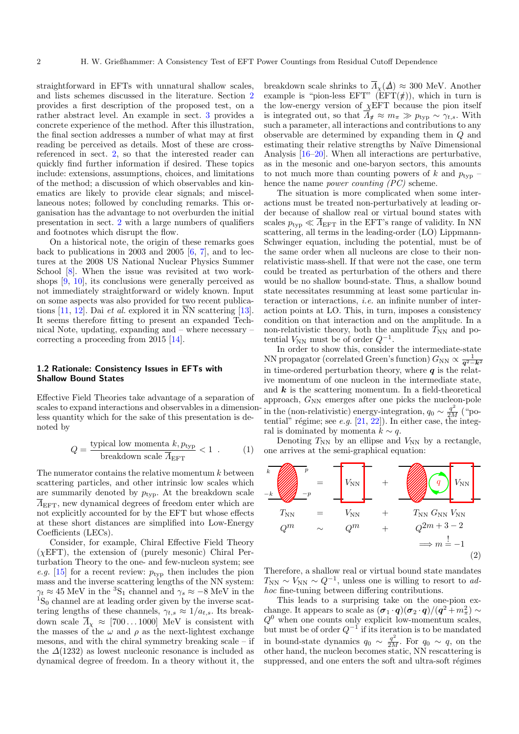straightforward in EFTs with unnatural shallow scales, and lists schemes discussed in the literature. Section 2 provides a first description of the proposed test, on a rather abstract level. An example in sect. 3 provides a concrete experience of the method. After this illustration, the final section addresses a number of what may at first reading be perceived as details. Most of these are cross-referenced in sect. 2, so that the interested reader can quickly find further information if desired. These topics include: extensions, assumptions, choices, and limitations of the method; a discussion of which observables and kinematics are likely to provide clear signals; and miscellaneous notes; followed by concluding remarks. This organisation has the advantage to not overburden the initial presentation in sect. 2 with a large numbers of qualifiers and footnotes which disrupt the flow.

On a historical note, the origin of these remarks goes back to publications in 2003 and 2005 [6, 7], and to lectures at the 2008 US National Nuclear Physics Summer School [8]. When the issue was revisited at two workshops [9, 10], its conclusions were generally perceived as not immediately straightforward or widely known. Input on some aspects was also provided for two recent publications [11, 12]. Dai *et al.* explored it in $\overline{\mathrm{N}}$N scattering [13]. It seems therefore fitting to present an expanded Technical Note, updating, expanding and – where necessary – correcting a proceeding from 2015 [14].

### 1.2 Rationale: Consistency Issues in EFTs with Shallow Bound States

Effective Field Theories take advantage of a separation of scales to expand interactions and observables in a dimensionless quantity which for the sake of this presentation is denoted by

$$Q = \frac{\text{typical low momenta } k, p_{\text{typ}}}{\text{breakdown scale } \overline{\Lambda}_{\text{EFT}}} < 1 \ . \qquad (1)$$

The numerator contains the relative momentum $k$ between scattering particles, and other intrinsic low scales which are summarily denoted by $p_{\text{typ}}$. At the breakdown scale $\overline{\Lambda}_{\text{EFT}}$, new dynamical degrees of freedom enter which are not explicitly accounted for by the EFT but whose effects at these short distances are simplified into Low-Energy Coefficients (LECs).

Consider, for example, Chiral Effective Field Theory ($\chi$EFT), the extension of (purely mesonic) Chiral Perturbation Theory to the one- and few-nucleon system; see *e.g.* [15] for a recent review: $p_{\text{typ}}$ then includes the pion mass and the inverse scattering lengths of the NN system: $\gamma_t \approx 45$ MeV in the $^3\mathrm{S}_1$ channel and $\gamma_s \approx -8$ MeV in the $^1\mathrm{S}_0$ channel are at leading order given by the inverse scattering lengths of these channels, $\gamma_{t,s} \approx 1/a_{t,s}$. Its breakdown scale $\overline{\Lambda}_\chi \approx [700 \ldots 1000]$ MeV is consistent with the masses of the $\omega$ and $\rho$ as the next-lightest exchange mesons, and with the chiral symmetry breaking scale – if the $\Delta(1232)$ as lowest nucleonic resonance is included as dynamical degree of freedom. In a theory without it, the breakdown scale shrinks to $\overline{\Lambda}_\chi(\not\Delta) \approx 300$ MeV. Another example is "pion-less EFT" (EFT($\not\pi$)), which in turn is the low-energy version of $\chi$EFT because the pion itself is integrated out, so that $\overline{\Lambda}_{\not\pi} \approx m_\pi \gg p_{\text{typ}} \sim \gamma_{t,s}$. With such a parameter, all interactions and contributions to any observable are determined by expanding them in $Q$ and estimating their relative strengths by Naïve Dimensional Analysis [16–20]. When all interactions are perturbative, as in the mesonic and one-baryon sectors, this amounts to not much more than counting powers of $k$ and $p_{\text{typ}}$ – hence the name *power counting (PC)* scheme.

The situation is more complicated when some interactions must be treated non-perturbatively at leading order because of shallow real or virtual bound states with scales $p_{\text{typ}} \ll \overline{\Lambda}_{\text{EFT}}$ in the EFT's range of validity. In NN scattering, all terms in the leading-order (LO) Lippmann-Schwinger equation, including the potential, must be of the same order when all nucleons are close to their non-relativistic mass-shell. If that were not the case, one term could be treated as perturbation of the others and there would be no shallow bound-state. Thus, a shallow bound state necessitates resumming at least some particular interaction or interactions, *i.e.* an infinite number of interaction points at LO. This, in turn, imposes a consistency condition on that interaction and on the amplitude. In a non-relativistic theory, both the amplitude $T_{\text{NN}}$ and potential $V_{\text{NN}}$ must be of order $Q^{-1}$.

In order to show this, consider the intermediate-state NN propagator (correlated Green's function) $G_{\text{NN}} \propto \frac{1}{\boldsymbol{q}^2-\boldsymbol{k}^2}$ in time-ordered perturbation theory, where $\boldsymbol{q}$ is the relative momentum of one nucleon in the intermediate state, and $\boldsymbol{k}$ is the scattering momentum. In a field-theoretical approach, $G_{\text{NN}}$ emerges after one picks the nucleon-pole in the (non-relativistic) energy-integration, $q_0 \sim \frac{q^2}{2M}$ ("potential" régime; see *e.g.* [21, 22]). In either case, the integral is dominated by momenta $k \sim q$.

Denoting $T_{\text{NN}}$ by an ellipse and $V_{\text{NN}}$ by a rectangle, one arrives at the semi-graphical equation:

$$\begin{array}{ccccc} T_{\text{NN}} & = & V_{\text{NN}} & + & T_{\text{NN}}\, G_{\text{NN}}\, V_{\text{NN}} \\ Q^m & \sim & Q^m & + & Q^{2m+3-2} \\ & & & & \Longrightarrow m \stackrel{!}{=} -1 \end{array} \qquad (2)$$

Therefore, a shallow real or virtual bound state mandates $T_{\text{NN}} \sim V_{\text{NN}} \sim Q^{-1}$, unless one is willing to resort to *ad-hoc* fine-tuning between differing contributions.

This leads to a surprising take on the one-pion exchange. It appears to scale as $(\boldsymbol{\sigma}_1\cdot\boldsymbol{q})(\boldsymbol{\sigma}_2\cdot\boldsymbol{q})/(\boldsymbol{q}^2+m_\pi^2) \sim Q^0$ when one counts only explicit low-momentum scales, but must be of order $Q^{-1}$ if its iteration is to be mandated in bound-state dynamics $q_0 \sim \frac{q^2}{2M}$. For $q_0 \sim q$, on the other hand, the nucleon becomes static, NN rescattering is suppressed, and one enters the soft and ultra-soft régimes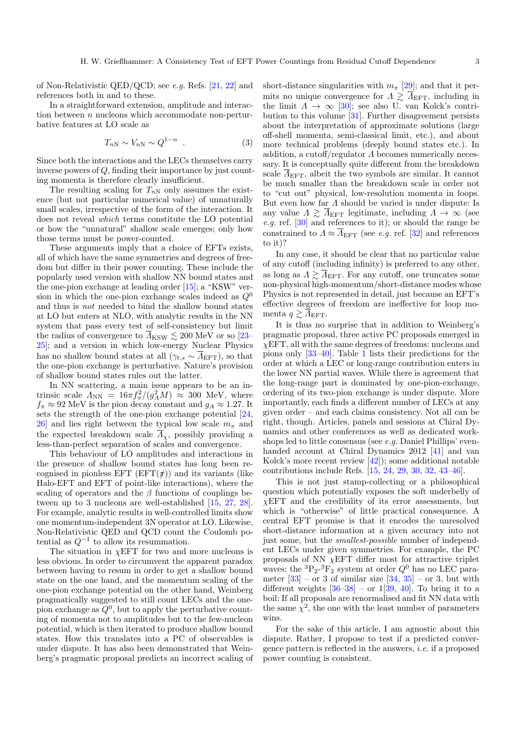of Non-Relativistic QED/QCD; see *e.g.* Refs. [21, 22] and references both in and to these.

In a straightforward extension, amplitude and interaction between $n$ nucleons which accommodate non-perturbative features at LO scale as

$$T_{n\mathrm{N}} \sim V_{n\mathrm{N}} \sim Q^{1-n} \quad . \tag{3}$$

Since both the interactions and the LECs themselves carry inverse powers of $Q$, finding their importance by just counting momenta is therefore clearly insufficient.

The resulting scaling for $T_{n\mathrm{N}}$ only assumes the existence (but not particular numerical value) of unnaturally small scales, irrespective of the form of the interaction. It does not reveal *which* terms constitute the LO potential or how the "unnatural" shallow scale emerges; only how those terms must be power-counted.

These arguments imply that a choice of EFTs exists, all of which have the same symmetries and degrees of freedom but differ in their power counting. These include the popularly used version with shallow NN bound states and the one-pion exchange at leading order [15]; a "KSW" version in which the one-pion exchange scales indeed as $Q^0$ and thus is *not* needed to bind the shallow bound states at LO but enters at NLO, with analytic results in the NN system that pass every test of self-consistency but limit the radius of convergence to $\overline{\Lambda}_{\mathrm{KSW}} \lesssim 200$ MeV or so [23–25]; and a version in which low-energy Nuclear Physics has no shallow bound states at all ($\gamma_{t,s} \sim \overline{\Lambda}_{\mathrm{EFT}}$), so that the one-pion exchange is perturbative. Nature's provision of shallow bound states rules out the latter.

In NN scattering, a main issue appears to be an intrinsic scale $\Lambda_{\mathrm{NN}} = 16\pi f_\pi^2/(g_A^2 M) \approx 300$ MeV, where $f_\pi \approx 92$ MeV is the pion decay constant and $g_A \approx 1.27$. It sets the strength of the one-pion exchange potential [24, 26] and lies right between the typical low scale $m_\pi$ and the expected breakdown scale $\overline{\Lambda}_\chi$, possibly providing a less-than-perfect separation of scales and convergence.

This behaviour of LO amplitudes and interactions in the presence of shallow bound states has long been recognised in pionless EFT (EFT($\not\pi$)) and its variants (like Halo-EFT and EFT of point-like interactions), where the scaling of operators and the $\beta$ functions of couplings between up to 3 nucleons are well-established [15, 27, 28]. For example, analytic results in well-controlled limits show one momentum-independent 3N operator at LO. Likewise, Non-Relativistic QED and QCD count the Coulomb potential as $Q^{-1}$ to allow its resummation.

The situation in $\chi$EFT for two and more nucleons is less obvious. In order to circumvent the apparent paradox between having to resum in order to get a shallow bound state on the one hand, and the momentum scaling of the one-pion exchange potential on the other hand, Weinberg pragmatically suggested to still count LECs and the one-pion exchange as $Q^0$, but to apply the perturbative counting of momenta not to amplitudes but to the few-nucleon potential, which is then iterated to produce shallow bound states. How this translates into a PC of observables is under dispute. It has also been demonstrated that Weinberg's pragmatic proposal predicts an incorrect scaling of short-distance singularities with $m_\pi$ [29]; and that it permits no unique convergence for $\Lambda \gtrsim \overline{\Lambda}_{\mathrm{EFT}}$, including in the limit $\Lambda \to \infty$ [30]; see also U. van Kolck's contribution to this volume [31]. Further disagreement persists about the interpretation of approximate solutions (large off-shell momenta, semi-classical limit, etc.), and about more technical problems (deeply bound states etc.). In addition, a cutoff/regulator $\Lambda$ becomes numerically necessary. It is conceptually quite different from the breakdown scale $\overline{\Lambda}_{\mathrm{EFT}}$, albeit the two symbols are similar. It cannot be much smaller than the breakdown scale in order not to "cut out" physical, low-resolution momenta in loops. But even how far $\Lambda$ should be varied is under dispute: Is any value $\Lambda \gtrsim \overline{\Lambda}_{\mathrm{EFT}}$ legitimate, including $\Lambda \to \infty$ (see *e.g.* ref. [30] and references to it); or should the range be constrained to $\Lambda \approx \overline{\Lambda}_{\mathrm{EFT}}$ (see *e.g.* ref. [32] and references to it)?

In any case, it should be clear that no particular value of any cutoff (including infinity) is preferred to any other, as long as $\Lambda \gtrsim \overline{\Lambda}_{\mathrm{EFT}}$. For any cutoff, one truncates some non-physical high-momentum/short-distance modes whose Physics is not represented in detail, just because an EFT's effective degrees of freedom are ineffective for loop momenta $q \gtrsim \overline{\Lambda}_{\mathrm{EFT}}$.

It is thus no surprise that in addition to Weinberg's pragmatic proposal, three active PC proposals emerged in $\chi$EFT, all with the same degrees of freedoms: nucleons and pions only [33–40]. Table 1 lists their predictions for the order at which a LEC or long-range contribution enters in the lower NN partial waves. While there is agreement that the long-range part is dominated by one-pion-exchange, ordering of its two-pion exchange is under dispute. More importantly, each finds a different number of LECs at any given order – and each claims consistency. Not all can be right, though. Articles, panels and sessions at Chiral Dynamics and other conferences as well as dedicated workshops led to little consensus (see *e.g.* Daniel Phillips' even-handed account at Chiral Dynamics 2012 [41] and van Kolck's more recent review [42]); some additional notable contributions include Refs. [15, 24, 29, 30, 32, 43–46].

This is not just stamp-collecting or a philosophical question which potentially exposes the soft underbelly of $\chi$EFT and the credibility of its error assessments, but which is "otherwise" of little practical consequence. A central EFT promise is that it encodes the unresolved short-distance information at a given accuracy into not just some, but the *smallest-possible* number of independent LECs under given symmetries. For example, the PC proposals of NN $\chi$EFT differ most for attractive triplet waves: the $^3$P$_2$-$^3$F$_2$ system at order $Q^0$ has no LEC parameter [33] – or 3 of similar size [34, 35] – or 3, but with different weights [36–38] – or 1[39, 40]. To bring it to a boil: If all proposals are renormalised and fit NN data with the same $\chi^2$, the one with the least number of parameters wins.

For the sake of this article, I am agnostic about this dispute. Rather, I propose to test if a predicted convergence pattern is reflected in the answers, *i.e.* if a proposed power counting is consistent.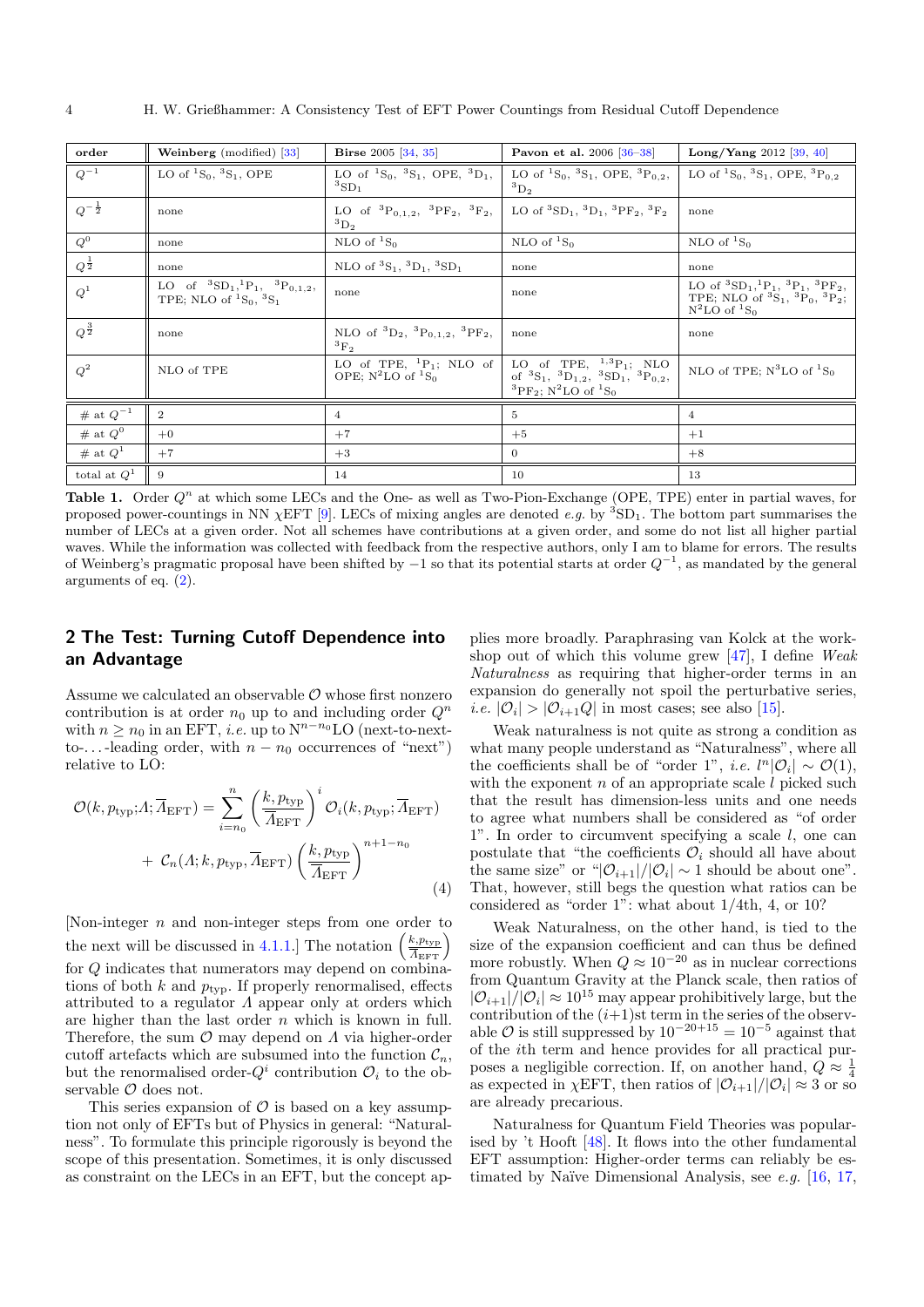| order | **Weinberg** (modified) [33] | **Birse** 2005 [34, 35] | **Pavon et al.** 2006 [36–38] | **Long/Yang** 2012 [39, 40] |
|---|---|---|---|---|
| $Q^{-1}$ | LO of $^1$S$_0$, $^3$S$_1$, OPE | LO of $^1$S$_0$, $^3$S$_1$, OPE, $^3$D$_1$, $^3$SD$_1$ | LO of $^1$S$_0$, $^3$S$_1$, OPE, $^3$P$_{0,2}$, $^3$D$_2$ | LO of $^1$S$_0$, $^3$S$_1$, OPE, $^3$P$_{0,2}$ |
| $Q^{-\frac{1}{2}}$ | none | LO of $^3$P$_{0,1,2}$, $^3$PF$_2$, $^3$F$_2$, $^3$D$_2$ | LO of $^3$SD$_1$, $^3$D$_1$, $^3$PF$_2$, $^3$F$_2$ | none |
| $Q^0$ | none | NLO of $^1$S$_0$ | NLO of $^1$S$_0$ | NLO of $^1$S$_0$ |
| $Q^{\frac{1}{2}}$ | none | NLO of $^3$S$_1$, $^3$D$_1$, $^3$SD$_1$ | none | none |
| $Q^1$ | LO of $^3$SD$_1$, $^1$P$_1$, $^3$P$_{0,1,2}$, TPE; NLO of $^1$S$_0$, $^3$S$_1$ | none | none | LO of $^3$SD$_1$, $^1$P$_1$, $^3$P$_1$, $^3$PF$_2$, TPE; NLO of $^3$S$_1$, $^3$P$_0$, $^3$P$_2$; N$^2$LO of $^1$S$_0$ |
| $Q^{\frac{3}{2}}$ | none | NLO of $^3$D$_2$, $^3$P$_{0,1,2}$, $^3$PF$_2$, $^3$F$_2$ | none | none |
| $Q^2$ | NLO of TPE | LO of TPE, $^1$P$_1$; NLO of OPE; N$^2$LO of $^1$S$_0$ | LO of TPE, $^{1,3}$P$_1$; NLO of $^3$S$_1$, $^3$D$_{1,2}$, $^3$SD$_1$, $^3$P$_{0,2}$, $^3$PF$_2$; N$^2$LO of $^1$S$_0$ | NLO of TPE; N$^3$LO of $^1$S$_0$ |
| # at $Q^{-1}$ | 2 | 4 | 5 | 4 |
| # at $Q^0$ | +0 | +7 | +5 | +1 |
| # at $Q^1$ | +7 | +3 | 0 | +8 |
| total at $Q^1$ | 9 | 14 | 10 | 13 |

**Table 1.** Order $Q^n$ at which some LECs and the One- as well as Two-Pion-Exchange (OPE, TPE) enter in partial waves, for proposed power-countings in NN $\chi$EFT [9]. LECs of mixing angles are denoted *e.g.* by $^3$SD$_1$. The bottom part summarises the number of LECs at a given order. Not all schemes have contributions at a given order, and some do not list all higher partial waves. While the information was collected with feedback from the respective authors, only I am to blame for errors. The results of Weinberg's pragmatic proposal have been shifted by $-1$ so that its potential starts at order $Q^{-1}$, as mandated by the general arguments of eq. (2).

## 2 The Test: Turning Cutoff Dependence into an Advantage

Assume we calculated an observable $\mathcal{O}$ whose first nonzero contribution is at order $n_0$ up to and including order $Q^n$ with $n \geq n_0$ in an EFT, *i.e.* up to N$^{n-n_0}$LO (next-to-next-to-…-leading order, with $n - n_0$ occurrences of "next") relative to LO:

$$\mathcal{O}(k, p_{\text{typ}}; \Lambda; \overline{\Lambda}_{\text{EFT}}) = \sum_{i=n_0}^{n} \left(\frac{k, p_{\text{typ}}}{\overline{\Lambda}_{\text{EFT}}}\right)^i \mathcal{O}_i(k, p_{\text{typ}}; \overline{\Lambda}_{\text{EFT}}) + \mathcal{C}_n(\Lambda; k, p_{\text{typ}}, \overline{\Lambda}_{\text{EFT}}) \left(\frac{k, p_{\text{typ}}}{\overline{\Lambda}_{\text{EFT}}}\right)^{n+1-n_0} \tag{4}$$

[Non-integer $n$ and non-integer steps from one order to the next will be discussed in 4.1.1.] The notation $\left(\frac{k, p_{\text{typ}}}{\overline{\Lambda}_{\text{EFT}}}\right)$ for $Q$ indicates that numerators may depend on combinations of both $k$ and $p_{\text{typ}}$. If properly renormalised, effects attributed to a regulator $\Lambda$ appear only at orders which are higher than the last order $n$ which is known in full. Therefore, the sum $\mathcal{O}$ may depend on $\Lambda$ via higher-order cutoff artefacts which are subsumed into the function $\mathcal{C}_n$, but the renormalised order-$Q^i$ contribution $\mathcal{O}_i$ to the observable $\mathcal{O}$ does not.

This series expansion of $\mathcal{O}$ is based on a key assumption not only of EFTs but of Physics in general: "Naturalness". To formulate this principle rigorously is beyond the scope of this presentation. Sometimes, it is only discussed as constraint on the LECs in an EFT, but the concept applies more broadly. Paraphrasing van Kolck at the workshop out of which this volume grew [47], I define *Weak Naturalness* as requiring that higher-order terms in an expansion do generally not spoil the perturbative series, *i.e.* $|\mathcal{O}_i| > |\mathcal{O}_{i+1} Q|$ in most cases; see also [15].

Weak naturalness is not quite as strong a condition as what many people understand as "Naturalness", where all the coefficients shall be of "order 1", *i.e.* $l^n |\mathcal{O}_i| \sim \mathcal{O}(1)$, with the exponent $n$ of an appropriate scale $l$ picked such that the result has dimension-less units and one needs to agree what numbers shall be considered as "of order 1". In order to circumvent specifying a scale $l$, one can postulate that "the coefficients $\mathcal{O}_i$ should all have about the same size" or "$|\mathcal{O}_{i+1}|/|\mathcal{O}_i| \sim 1$ should be about one". That, however, still begs the question what ratios can be considered as "order 1": what about 1/4th, 4, or 10?

Weak Naturalness, on the other hand, is tied to the size of the expansion coefficient and can thus be defined more robustly. When $Q \approx 10^{-20}$ as in nuclear corrections from Quantum Gravity at the Planck scale, then ratios of $|\mathcal{O}_{i+1}|/|\mathcal{O}_i| \approx 10^{15}$ may appear prohibitively large, but the contribution of the $(i+1)$st term in the series of the observable $\mathcal{O}$ is still suppressed by $10^{-20+15} = 10^{-5}$ against that of the $i$th term and hence provides for all practical purposes a negligible correction. If, on another hand, $Q \approx \frac{1}{4}$ as expected in $\chi$EFT, then ratios of $|\mathcal{O}_{i+1}|/|\mathcal{O}_i| \approx 3$ or so are already precarious.

Naturalness for Quantum Field Theories was popularised by 't Hooft [48]. It flows into the other fundamental EFT assumption: Higher-order terms can reliably be estimated by Naïve Dimensional Analysis, see *e.g.* [16, 17,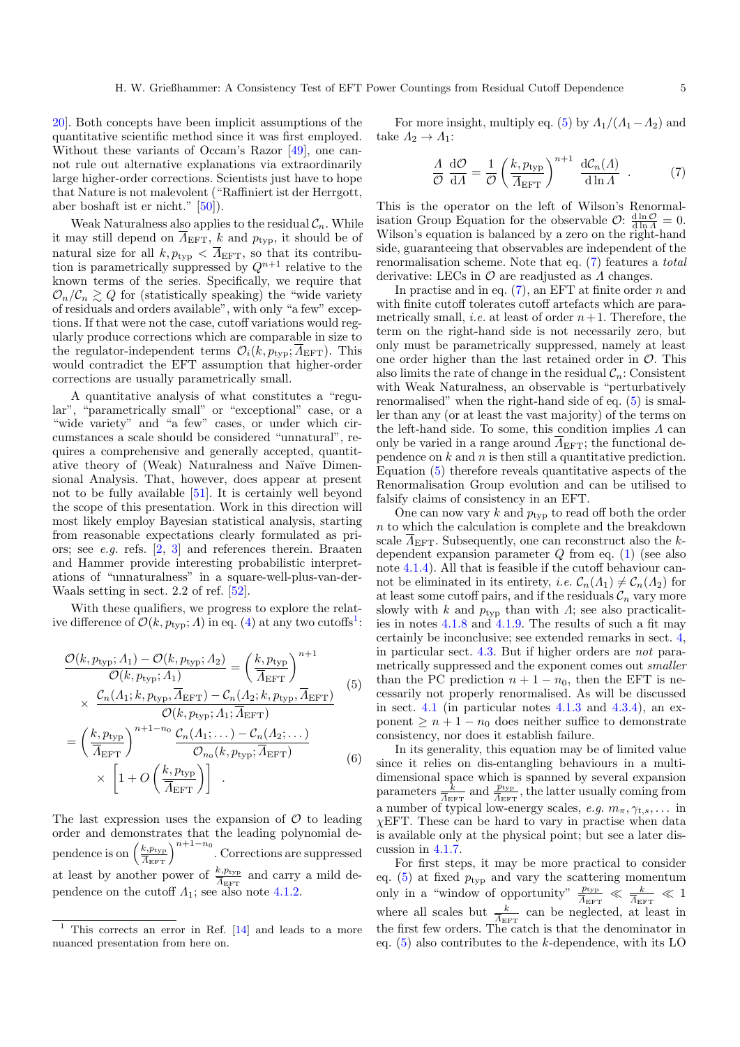20]. Both concepts have been implicit assumptions of the quantitative scientific method since it was first employed. Without these variants of Occam's Razor [49], one cannot rule out alternative explanations via extraordinarily large higher-order corrections. Scientists just have to hope that Nature is not malevolent ("Raffiniert ist der Herrgott, aber boshaft ist er nicht." [50]).

Weak Naturalness also applies to the residual $\mathcal{C}_n$. While it may still depend on $\overline{\Lambda}_{\mathrm{EFT}}$, $k$ and $p_{\mathrm{typ}}$, it should be of natural size for all $k, p_{\mathrm{typ}} < \overline{\Lambda}_{\mathrm{EFT}}$, so that its contribution is parametrically suppressed by $Q^{n+1}$ relative to the known terms of the series. Specifically, we require that $\mathcal{O}_n/\mathcal{C}_n \gtrsim Q$ for (statistically speaking) the "wide variety of residuals and orders available", with only "a few" exceptions. If that were not the case, cutoff variations would regularly produce corrections which are comparable in size to the regulator-independent terms $\mathcal{O}_i(k, p_{\mathrm{typ}}; \overline{\Lambda}_{\mathrm{EFT}})$. This would contradict the EFT assumption that higher-order corrections are usually parametrically small.

A quantitative analysis of what constitutes a "regular", "parametrically small" or "exceptional" case, or a "wide variety" and "a few" cases, or under which circumstances a scale should be considered "unnatural", requires a comprehensive and generally accepted, quantitative theory of (Weak) Naturalness and Naïve Dimensional Analysis. That, however, does appear at present not to be fully available [51]. It is certainly well beyond the scope of this presentation. Work in this direction will most likely employ Bayesian statistical analysis, starting from reasonable expectations clearly formulated as priors; see *e.g.* refs. [2, 3] and references therein. Braaten and Hammer provide interesting probabilistic interpretations of "unnaturalness" in a square-well-plus-van-der-Waals setting in sect. 2.2 of ref. [52].

With these qualifiers, we progress to explore the relative difference of $\mathcal{O}(k, p_{\mathrm{typ}}; \Lambda)$ in eq. (4) at any two cutoffs[1]:

$$\frac{\mathcal{O}(k,p_{\mathrm{typ}};\Lambda_1)-\mathcal{O}(k,p_{\mathrm{typ}};\Lambda_2)}{\mathcal{O}(k,p_{\mathrm{typ}};\Lambda_1)} = \left(\frac{k,p_{\mathrm{typ}}}{\overline{\Lambda}_{\mathrm{EFT}}}\right)^{n+1} \times \frac{\mathcal{C}_n(\Lambda_1;k,p_{\mathrm{typ}},\overline{\Lambda}_{\mathrm{EFT}})-\mathcal{C}_n(\Lambda_2;k,p_{\mathrm{typ}},\overline{\Lambda}_{\mathrm{EFT}})}{\mathcal{O}(k,p_{\mathrm{typ}};\Lambda_1;\overline{\Lambda}_{\mathrm{EFT}})} \tag{5}$$

$$= \left(\frac{k,p_{\mathrm{typ}}}{\overline{\Lambda}_{\mathrm{EFT}}}\right)^{n+1-n_0} \frac{\mathcal{C}_n(\Lambda_1;\dots)-\mathcal{C}_n(\Lambda_2;\dots)}{\mathcal{O}_{n_0}(k,p_{\mathrm{typ}};\overline{\Lambda}_{\mathrm{EFT}})} \times\left[1+O\left(\frac{k,p_{\mathrm{typ}}}{\overline{\Lambda}_{\mathrm{EFT}}}\right)\right] \quad . \tag{6}$$

The last expression uses the expansion of $\mathcal{O}$ to leading order and demonstrates that the leading polynomial dependence is on $\left(\frac{k,p_{\mathrm{typ}}}{\overline{\Lambda}_{\mathrm{EFT}}}\right)^{n+1-n_0}$. Corrections are suppressed at least by another power of $\frac{k,p_{\mathrm{typ}}}{\overline{\Lambda}_{\mathrm{EFT}}}$ and carry a mild dependence on the cutoff $\Lambda_1$; see also note 4.1.2.

For more insight, multiply eq. (5) by $\Lambda_1/(\Lambda_1-\Lambda_2)$ and take $\Lambda_2 \to \Lambda_1$:

$$\frac{\Lambda}{\mathcal{O}}\,\frac{\mathrm{d}\mathcal{O}}{\mathrm{d}\Lambda} = \frac{1}{\mathcal{O}}\left(\frac{k,p_{\mathrm{typ}}}{\overline{\Lambda}_{\mathrm{EFT}}}\right)^{n+1}\,\frac{\mathrm{d}\mathcal{C}_n(\Lambda)}{\mathrm{d}\ln\Lambda} \quad . \tag{7}$$

This is the operator on the left of Wilson's Renormalisation Group Equation for the observable $\mathcal{O}$: $\frac{\mathrm{d}\ln\mathcal{O}}{\mathrm{d}\ln\Lambda}=0$. Wilson's equation is balanced by a zero on the right-hand side, guaranteeing that observables are independent of the renormalisation scheme. Note that eq. (7) features a *total* derivative: LECs in $\mathcal{O}$ are readjusted as $\Lambda$ changes.

In practise and in eq. (7), an EFT at finite order $n$ and with finite cutoff tolerates cutoff artefacts which are parametrically small, *i.e.* at least of order $n+1$. Therefore, the term on the right-hand side is not necessarily zero, but only must be parametrically suppressed, namely at least one order higher than the last retained order in $\mathcal{O}$. This also limits the rate of change in the residual $\mathcal{C}_n$: Consistent with Weak Naturalness, an observable is "perturbatively renormalised" when the right-hand side of eq. (5) is smaller than any (or at least the vast majority) of the terms on the left-hand side. To some, this condition implies $\Lambda$ can only be varied in a range around $\overline{\Lambda}_{\mathrm{EFT}}$; the functional dependence on $k$ and $n$ is then still a quantitative prediction. Equation (5) therefore reveals quantitative aspects of the Renormalisation Group evolution and can be utilised to falsify claims of consistency in an EFT.

One can now vary $k$ and $p_{\mathrm{typ}}$ to read off both the order $n$ to which the calculation is complete and the breakdown scale $\overline{\Lambda}_{\mathrm{EFT}}$. Subsequently, one can reconstruct also the $k$-dependent expansion parameter $Q$ from eq. (1) (see also note 4.1.4). All that is feasible if the cutoff behaviour cannot be eliminated in its entirety, *i.e.* $\mathcal{C}_n(\Lambda_1) \neq \mathcal{C}_n(\Lambda_2)$ for at least some cutoff pairs, and if the residuals $\mathcal{C}_n$ vary more slowly with $k$ and $p_{\mathrm{typ}}$ than with $\Lambda$; see also practicalities in notes 4.1.8 and 4.1.9. The results of such a fit may certainly be inconclusive; see extended remarks in sect. 4, in particular sect. 4.3. But if higher orders are *not* parametrically suppressed and the exponent comes out *smaller* than the PC prediction $n+1-n_0$, then the EFT is necessarily not properly renormalised. As will be discussed in sect. 4.1 (in particular notes 4.1.3 and 4.3.4), an exponent $\geq n+1-n_0$ does neither suffice to demonstrate consistency, nor does it establish failure.

In its generality, this equation may be of limited value since it relies on dis-entangling behaviours in a multi-dimensional space which is spanned by several expansion parameters $\frac{k}{\overline{\Lambda}_{\mathrm{EFT}}}$ and $\frac{p_{\mathrm{typ}}}{\overline{\Lambda}_{\mathrm{EFT}}}$, the latter usually coming from a number of typical low-energy scales, *e.g.* $m_\pi, \gamma_{t,s}, \dots$ in $\chi$EFT. These can be hard to vary in practise when data is available only at the physical point; but see a later discussion in 4.1.7.

For first steps, it may be more practical to consider eq. (5) at fixed $p_{\mathrm{typ}}$ and vary the scattering momentum only in a "window of opportunity" $\frac{p_{\mathrm{typ}}}{\overline{\Lambda}_{\mathrm{EFT}}} \ll \frac{k}{\overline{\Lambda}_{\mathrm{EFT}}} \ll 1$ where all scales but $\frac{k}{\overline{\Lambda}_{\mathrm{EFT}}}$ can be neglected, at least in the first few orders. The catch is that the denominator in eq. (5) also contributes to the $k$-dependence, with its LO

---

[1] This corrects an error in Ref. [14] and leads to a more nuanced presentation from here on.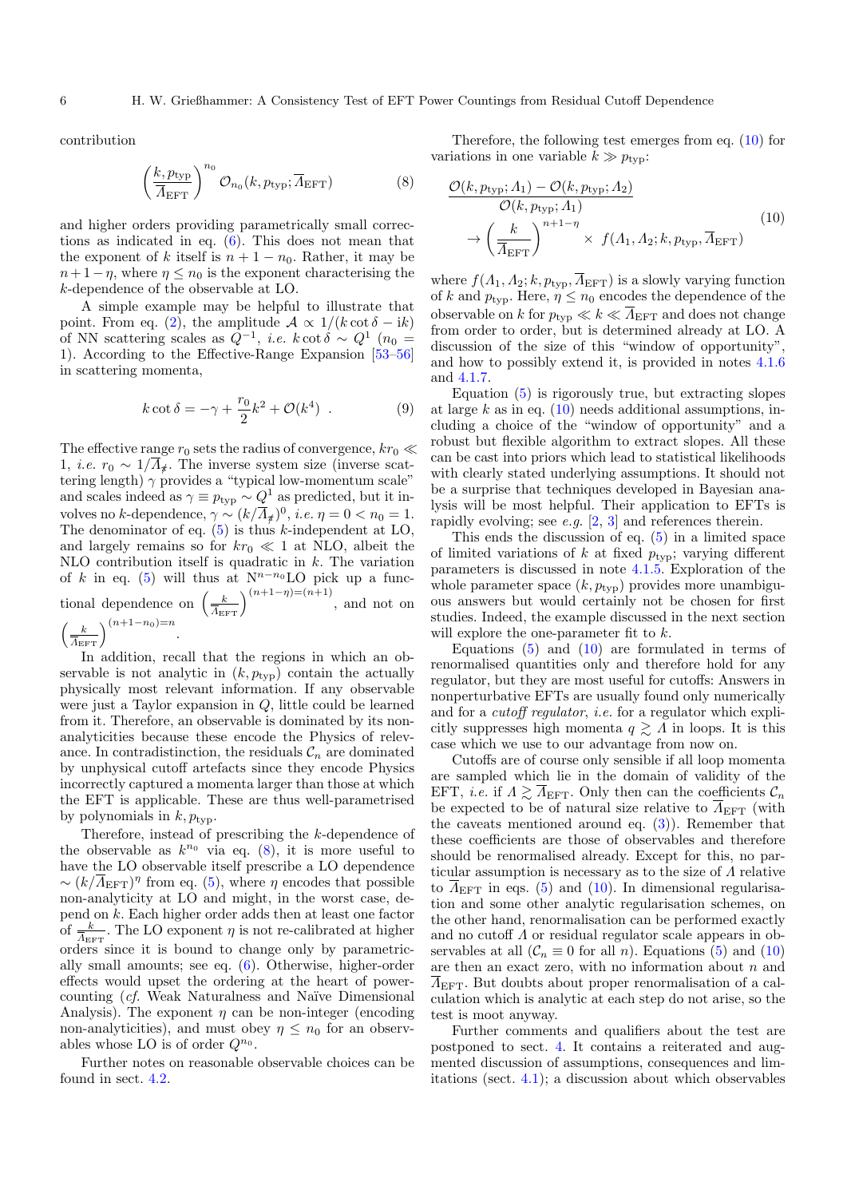contribution

$$\left(\frac{k, p_{\rm typ}}{\overline{\Lambda}_{\rm EFT}}\right)^{n_0} \mathcal{O}_{n_0}(k, p_{\rm typ}; \overline{\Lambda}_{\rm EFT}) \tag{8}$$

and higher orders providing parametrically small corrections as indicated in eq. (6). This does not mean that the exponent of $k$ itself is $n + 1 - n_0$. Rather, it may be $n+1-\eta$, where $\eta \leq n_0$ is the exponent characterising the $k$-dependence of the observable at LO.

A simple example may be helpful to illustrate that point. From eq. (2), the amplitude $\mathcal{A} \propto 1/(k \cot\delta - \mathrm{i}k)$ of NN scattering scales as $Q^{-1}$, *i.e.* $k\cot\delta \sim Q^1$ ($n_0 = 1$). According to the Effective-Range Expansion [53–56] in scattering momenta,

$$k\cot\delta = -\gamma + \frac{r_0}{2}k^2 + \mathcal{O}(k^4) \ . \tag{9}$$

The effective range $r_0$ sets the radius of convergence, $kr_0 \ll 1$, *i.e.* $r_0 \sim 1/\overline{\Lambda}_{\not\pi}$. The inverse system size (inverse scattering length) $\gamma$ provides a "typical low-momentum scale" and scales indeed as $\gamma \equiv p_{\rm typ} \sim Q^1$ as predicted, but it involves no $k$-dependence, $\gamma \sim (k/\overline{\Lambda}_{\not\pi})^0$, *i.e.* $\eta = 0 < n_0 = 1$. The denominator of eq. (5) is thus $k$-independent at LO, and largely remains so for $kr_0 \ll 1$ at NLO, albeit the NLO contribution itself is quadratic in $k$. The variation of $k$ in eq. (5) will thus at N$^{n-n_0}$LO pick up a functional dependence on $\left(\frac{k}{\overline{\Lambda}_{\rm EFT}}\right)^{(n+1-\eta)=(n+1)}$, and not on $\left(\frac{k}{\overline{\Lambda}_{\rm EFT}}\right)^{(n+1-n_0)=n}$.

In addition, recall that the regions in which an observable is not analytic in $(k, p_{\rm typ})$ contain the actually physically most relevant information. If any observable were just a Taylor expansion in $Q$, little could be learned from it. Therefore, an observable is dominated by its non-analyticities because these encode the Physics of relevance. In contradistinction, the residuals $\mathcal{C}_n$ are dominated by unphysical cutoff artefacts since they encode Physics incorrectly captured a momenta larger than those at which the EFT is applicable. These are thus well-parametrised by polynomials in $k, p_{\rm typ}$.

Therefore, instead of prescribing the $k$-dependence of the observable as $k^{n_0}$ via eq. (8), it is more useful to have the LO observable itself prescribe a LO dependence $\sim (k/\overline{\Lambda}_{\rm EFT})^\eta$ from eq. (5), where $\eta$ encodes that possible non-analyticity at LO and might, in the worst case, depend on $k$. Each higher order adds then at least one factor of $\frac{k}{\overline{\Lambda}_{\rm EFT}}$. The LO exponent $\eta$ is not re-calibrated at higher orders since it is bound to change only by parametrically small amounts; see eq. (6). Otherwise, higher-order effects would upset the ordering at the heart of power-counting (*cf.* Weak Naturalness and Naïve Dimensional Analysis). The exponent $\eta$ can be non-integer (encoding non-analyticities), and must obey $\eta \leq n_0$ for an observables whose LO is of order $Q^{n_0}$.

Further notes on reasonable observable choices can be found in sect. 4.2.

Therefore, the following test emerges from eq. (10) for variations in one variable $k \gg p_{\rm typ}$:

$$\begin{aligned}\frac{\mathcal{O}(k, p_{\rm typ}; \Lambda_1) - \mathcal{O}(k, p_{\rm typ}; \Lambda_2)}{\mathcal{O}(k, p_{\rm typ}; \Lambda_1)}& \\ \to \left(\frac{k}{\overline{\Lambda}_{\rm EFT}}\right)^{n+1-\eta} \times\ & f(\Lambda_1, \Lambda_2; k, p_{\rm typ}, \overline{\Lambda}_{\rm EFT})\end{aligned} \tag{10}$$

where $f(\Lambda_1, \Lambda_2; k, p_{\rm typ}, \overline{\Lambda}_{\rm EFT})$ is a slowly varying function of $k$ and $p_{\rm typ}$. Here, $\eta \leq n_0$ encodes the dependence of the observable on $k$ for $p_{\rm typ} \ll k \ll \overline{\Lambda}_{\rm EFT}$ and does not change from order to order, but is determined already at LO. A discussion of the size of this "window of opportunity", and how to possibly extend it, is provided in notes 4.1.6 and 4.1.7.

Equation (5) is rigorously true, but extracting slopes at large $k$ as in eq. (10) needs additional assumptions, including a choice of the "window of opportunity" and a robust but flexible algorithm to extract slopes. All these can be cast into priors which lead to statistical likelihoods with clearly stated underlying assumptions. It should not be a surprise that techniques developed in Bayesian analysis will be most helpful. Their application to EFTs is rapidly evolving; see *e.g.* [2, 3] and references therein.

This ends the discussion of eq. (5) in a limited space of limited variations of $k$ at fixed $p_{\rm typ}$; varying different parameters is discussed in note 4.1.5. Exploration of the whole parameter space $(k, p_{\rm typ})$ provides more unambiguous answers but would certainly not be chosen for first studies. Indeed, the example discussed in the next section will explore the one-parameter fit to $k$.

Equations (5) and (10) are formulated in terms of renormalised quantities only and therefore hold for any regulator, but they are most useful for cutoffs: Answers in nonperturbative EFTs are usually found only numerically and for a *cutoff regulator*, *i.e.* for a regulator which explicitly suppresses high momenta $q \gtrsim \Lambda$ in loops. It is this case which we use to our advantage from now on.

Cutoffs are of course only sensible if all loop momenta are sampled which lie in the domain of validity of the EFT, *i.e.* if $\Lambda \gtrsim \overline{\Lambda}_{\rm EFT}$. Only then can the coefficients $\mathcal{C}_n$ be expected to be of natural size relative to $\overline{\Lambda}_{\rm EFT}$ (with the caveats mentioned around eq. (3)). Remember that these coefficients are those of observables and therefore should be renormalised already. Except for this, no particular assumption is necessary as to the size of $\Lambda$ relative to $\overline{\Lambda}_{\rm EFT}$ in eqs. (5) and (10). In dimensional regularisation and some other analytic regularisation schemes, on the other hand, renormalisation can be performed exactly and no cutoff $\Lambda$ or residual regulator scale appears in observables at all ($\mathcal{C}_n \equiv 0$ for all $n$). Equations (5) and (10) are then an exact zero, with no information about $n$ and $\overline{\Lambda}_{\rm EFT}$. But doubts about proper renormalisation of a calculation which is analytic at each step do not arise, so the test is moot anyway.

Further comments and qualifiers about the test are postponed to sect. 4. It contains a reiterated and augmented discussion of assumptions, consequences and limitations (sect. 4.1); a discussion about which observables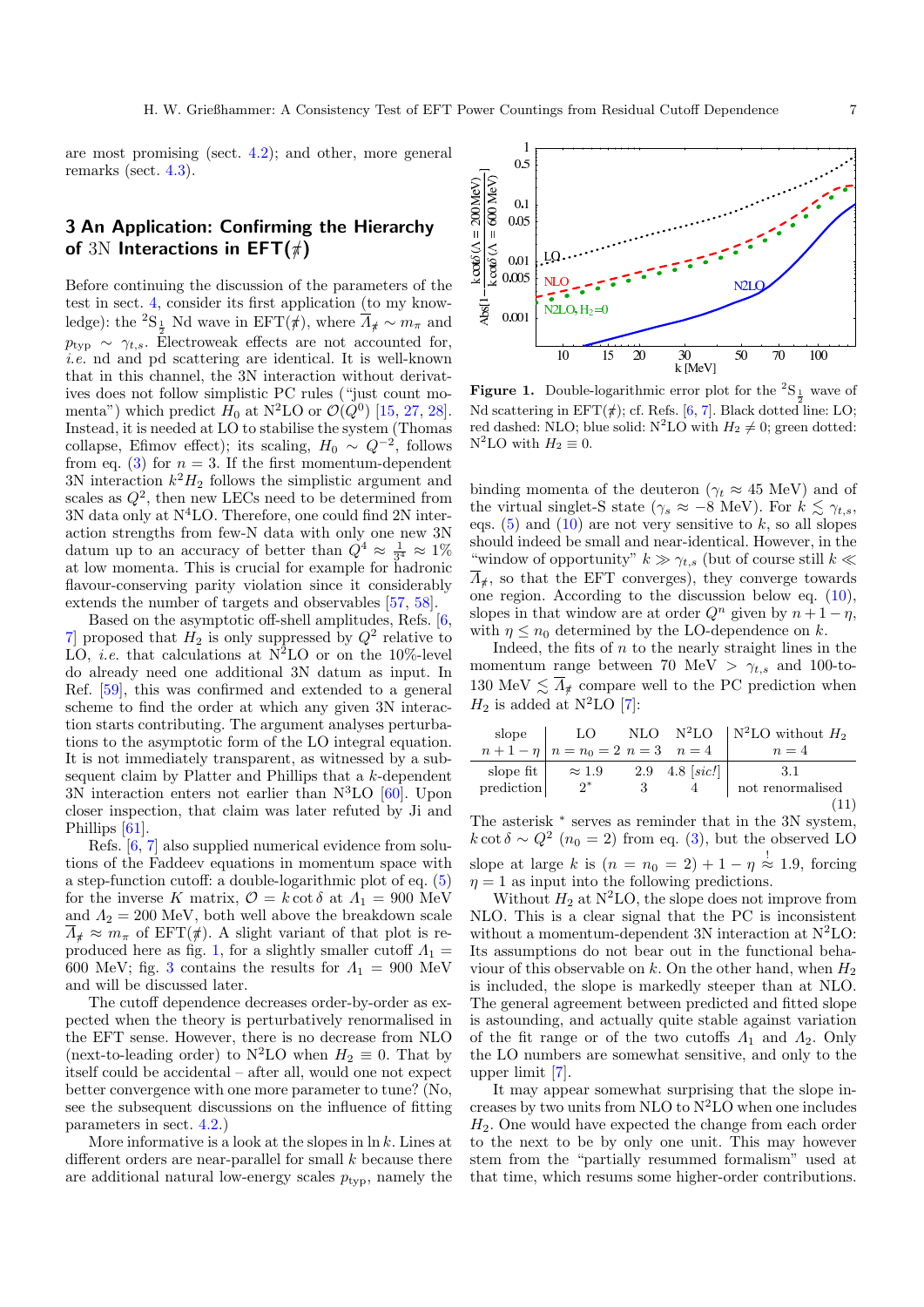are most promising (sect. 4.2); and other, more general remarks (sect. 4.3).

## 3 An Application: Confirming the Hierarchy of 3N Interactions in EFT($\not\pi$)

Before continuing the discussion of the parameters of the test in sect. 4, consider its first application (to my knowledge): the ${}^2\mathrm{S}_{\frac{1}{2}}$ Nd wave in EFT($\not\pi$), where $\overline{\Lambda}_{\not\pi} \sim m_\pi$ and $p_{\text{typ}} \sim \gamma_{t,s}$. Electroweak effects are not accounted for, *i.e.* nd and pd scattering are identical. It is well-known that in this channel, the 3N interaction without derivatives does not follow simplistic PC rules ("just count momenta") which predict $H_0$ at N$^2$LO or $\mathcal{O}(Q^0)$ [15, 27, 28]. Instead, it is needed at LO to stabilise the system (Thomas collapse, Efimov effect); its scaling, $H_0 \sim Q^{-2}$, follows from eq. (3) for $n = 3$. If the first momentum-dependent 3N interaction $k^2 H_2$ follows the simplistic argument and scales as $Q^2$, then new LECs need to be determined from 3N data only at N$^4$LO. Therefore, one could find 2N interaction strengths from few-N data with only one new 3N datum up to an accuracy of better than $Q^4 \approx \frac{1}{3^4} \approx 1\%$ at low momenta. This is crucial for example for hadronic flavour-conserving parity violation since it considerably extends the number of targets and observables [57, 58].

Based on the asymptotic off-shell amplitudes, Refs. [6, 7] proposed that $H_2$ is only suppressed by $Q^2$ relative to LO, *i.e.* that calculations at N$^2$LO or on the 10%-level do already need one additional 3N datum as input. In Ref. [59], this was confirmed and extended to a general scheme to find the order at which any given 3N interaction starts contributing. The argument analyses perturbations to the asymptotic form of the LO integral equation. It is not immediately transparent, as witnessed by a subsequent claim by Platter and Phillips that a $k$-dependent 3N interaction enters not earlier than N$^3$LO [60]. Upon closer inspection, that claim was later refuted by Ji and Phillips [61].

Refs. [6, 7] also supplied numerical evidence from solutions of the Faddeev equations in momentum space with a step-function cutoff: a double-logarithmic plot of eq. (5) for the inverse $K$ matrix, $\mathcal{O} = k\cot\delta$ at $\Lambda_1 = 900$ MeV and $\Lambda_2 = 200$ MeV, both well above the breakdown scale $\overline{\Lambda}_{\not\pi} \approx m_\pi$ of EFT($\not\pi$). A slight variant of that plot is reproduced here as fig. 1, for a slightly smaller cutoff $\Lambda_1 = 600$ MeV; fig. 3 contains the results for $\Lambda_1 = 900$ MeV and will be discussed later.

The cutoff dependence decreases order-by-order as expected when the theory is perturbatively renormalised in the EFT sense. However, there is no decrease from NLO (next-to-leading order) to N$^2$LO when $H_2 \equiv 0$. That by itself could be accidental – after all, would one not expect better convergence with one more parameter to tune? (No, see the subsequent discussions on the influence of fitting parameters in sect. 4.2.)

More informative is a look at the slopes in $\ln k$. Lines at different orders are near-parallel for small $k$ because there are additional natural low-energy scales $p_{\text{typ}}$, namely the

**Figure 1.** Double-logarithmic error plot for the ${}^2\mathrm{S}_{\frac{1}{2}}$ wave of Nd scattering in EFT($\not\pi$); cf. Refs. [6, 7]. Black dotted line: LO; red dashed: NLO; blue solid: N$^2$LO with $H_2 \neq 0$; green dotted: N$^2$LO with $H_2 \equiv 0$.

binding momenta of the deuteron ($\gamma_t \approx 45$ MeV) and of the virtual singlet-S state ($\gamma_s \approx -8$ MeV). For $k \lesssim \gamma_{t,s}$, eqs. (5) and (10) are not very sensitive to $k$, so all slopes should indeed be small and near-identical. However, in the "window of opportunity" $k \gg \gamma_{t,s}$ (but of course still $k \ll \overline{\Lambda}_{\not\pi}$, so that the EFT converges), they converge towards one region. According to the discussion below eq. (10), slopes in that window are at order $Q^n$ given by $n+1-\eta$, with $\eta \le n_0$ determined by the LO-dependence on $k$.

Indeed, the fits of $n$ to the nearly straight lines in the momentum range between 70 MeV $> \gamma_{t,s}$ and 100-to-130 MeV $\lesssim \overline{\Lambda}_{\not\pi}$ compare well to the PC prediction when $H_2$ is added at N$^2$LO [7]:

| slope $n+1-\eta$ | LO $n = n_0 = 2$ | NLO $n = 3$ | N$^2$LO $n = 4$ | N$^2$LO without $H_2$ $n = 4$ |
|---|---|---|---|---|
| slope fit | $\approx 1.9$ | 2.9 | 4.8 [*sic!*] | 3.1 |
| prediction | $2^*$ | 3 | 4 | not renormalised |

(11)

The asterisk $^*$ serves as reminder that in the 3N system, $k\cot\delta \sim Q^2$ ($n_0 = 2$) from eq. (3), but the observed LO slope at large $k$ is $(n = n_0 = 2) + 1 - \eta \overset{!}{\approx} 1.9$, forcing $\eta = 1$ as input into the following predictions.

Without $H_2$ at N$^2$LO, the slope does not improve from NLO. This is a clear signal that the PC is inconsistent without a momentum-dependent 3N interaction at N$^2$LO: Its assumptions do not bear out in the functional behaviour of this observable on $k$. On the other hand, when $H_2$ is included, the slope is markedly steeper than at NLO. The general agreement between predicted and fitted slope is astounding, and actually quite stable against variation of the fit range or of the two cutoffs $\Lambda_1$ and $\Lambda_2$. Only the LO numbers are somewhat sensitive, and only to the upper limit [7].

It may appear somewhat surprising that the slope increases by two units from NLO to N$^2$LO when one includes $H_2$. One would have expected the change from each order to the next to be by only one unit. This may however stem from the "partially resummed formalism" used at that time, which resums some higher-order contributions.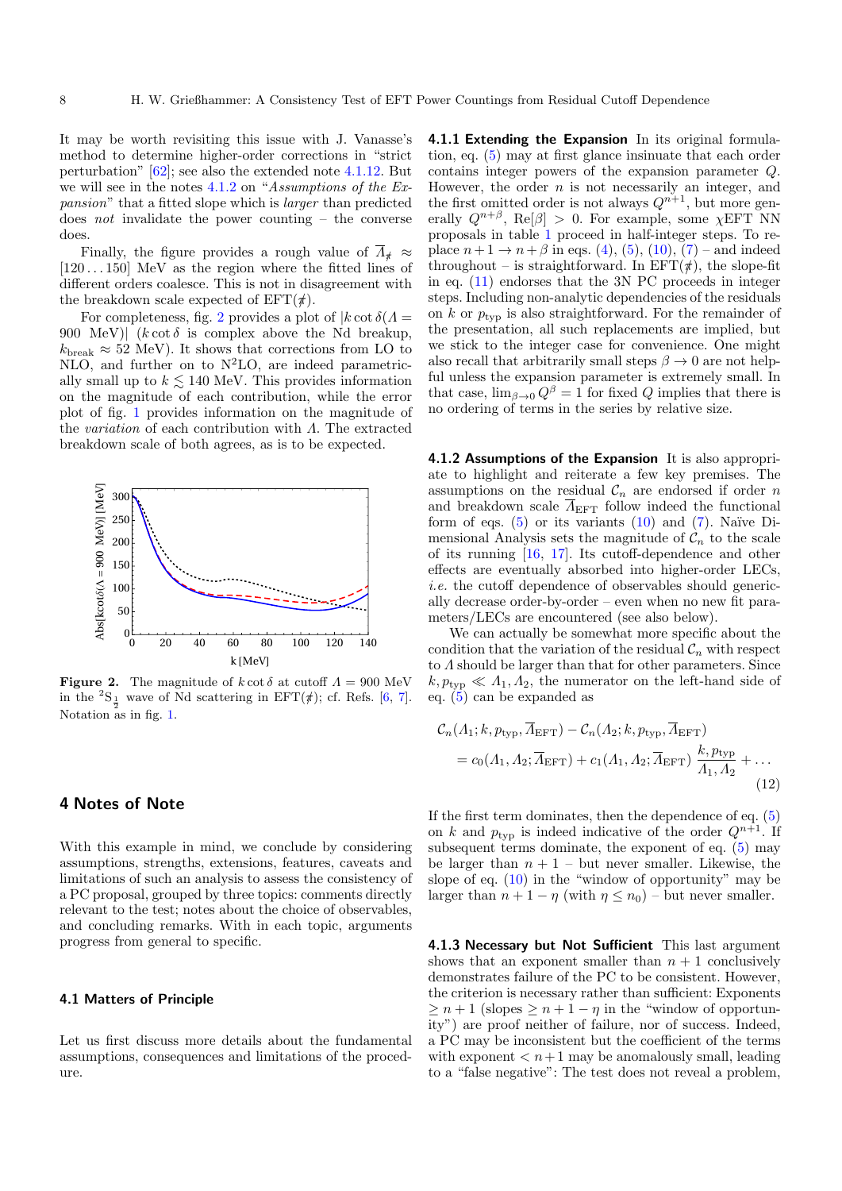It may be worth revisiting this issue with J. Vanasse's method to determine higher-order corrections in "strict perturbation" [62]; see also the extended note 4.1.12. But we will see in the notes 4.1.2 on "*Assumptions of the Expansion*" that a fitted slope which is *larger* than predicted does *not* invalidate the power counting – the converse does.

Finally, the figure provides a rough value of $\overline{\Lambda}_{\not{\pi}} \approx [120\dots150]$ MeV as the region where the fitted lines of different orders coalesce. This is not in disagreement with the breakdown scale expected of EFT($\not{\pi}$).

For completeness, fig. 2 provides a plot of $|k\cot\delta(\Lambda = 900\text{ MeV})|$ ($k\cot\delta$ is complex above the Nd breakup, $k_{\text{break}} \approx 52$ MeV). It shows that corrections from LO to NLO, and further on to N$^2$LO, are indeed parametrically small up to $k \lesssim 140$ MeV. This provides information on the magnitude of each contribution, while the error plot of fig. 1 provides information on the magnitude of the *variation* of each contribution with $\Lambda$. The extracted breakdown scale of both agrees, as is to be expected.

**Figure 2.** The magnitude of $k\cot\delta$ at cutoff $\Lambda = 900$ MeV in the $^2\text{S}_{\frac{1}{2}}$ wave of Nd scattering in EFT($\not{\pi}$); cf. Refs. [6, 7]. Notation as in fig. 1.

## 4 Notes of Note

With this example in mind, we conclude by considering assumptions, strengths, extensions, features, caveats and limitations of such an analysis to assess the consistency of a PC proposal, grouped by three topics: comments directly relevant to the test; notes about the choice of observables, and concluding remarks. With in each topic, arguments progress from general to specific.

### 4.1 Matters of Principle

Let us first discuss more details about the fundamental assumptions, consequences and limitations of the procedure.

**4.1.1 Extending the Expansion** In its original formulation, eq. (5) may at first glance insinuate that each order contains integer powers of the expansion parameter $Q$. However, the order $n$ is not necessarily an integer, and the first omitted order is not always $Q^{n+1}$, but more generally $Q^{n+\beta}$, $\text{Re}[\beta] > 0$. For example, some $\chi$EFT NN proposals in table 1 proceed in half-integer steps. To replace $n+1 \to n+\beta$ in eqs. (4), (5), (10), (7) – and indeed throughout – is straightforward. In EFT($\not{\pi}$), the slope-fit in eq. (11) endorses that the 3N PC proceeds in integer steps. Including non-analytic dependencies of the residuals on $k$ or $p_{\text{typ}}$ is also straightforward. For the remainder of the presentation, all such replacements are implied, but we stick to the integer case for convenience. One might also recall that arbitrarily small steps $\beta \to 0$ are not helpful unless the expansion parameter is extremely small. In that case, $\lim_{\beta\to 0} Q^\beta = 1$ for fixed $Q$ implies that there is no ordering of terms in the series by relative size.

**4.1.2 Assumptions of the Expansion** It is also appropriate to highlight and reiterate a few key premises. The assumptions on the residual $\mathcal{C}_n$ are endorsed if order $n$ and breakdown scale $\overline{\Lambda}_{\text{EFT}}$ follow indeed the functional form of eqs. (5) or its variants (10) and (7). Naïve Dimensional Analysis sets the magnitude of $\mathcal{C}_n$ to the scale of its running [16, 17]. Its cutoff-dependence and other effects are eventually absorbed into higher-order LECs, *i.e.* the cutoff dependence of observables should generically decrease order-by-order – even when no new fit parameters/LECs are encountered (see also below).

We can actually be somewhat more specific about the condition that the variation of the residual $\mathcal{C}_n$ with respect to $\Lambda$ should be larger than that for other parameters. Since $k, p_{\text{typ}} \ll \Lambda_1, \Lambda_2$, the numerator on the left-hand side of eq. (5) can be expanded as

$$
\begin{aligned}
&\mathcal{C}_n(\Lambda_1; k, p_{\text{typ}}, \overline{\Lambda}_{\text{EFT}}) - \mathcal{C}_n(\Lambda_2; k, p_{\text{typ}}, \overline{\Lambda}_{\text{EFT}}) \\
&\quad = c_0(\Lambda_1, \Lambda_2; \overline{\Lambda}_{\text{EFT}}) + c_1(\Lambda_1, \Lambda_2; \overline{\Lambda}_{\text{EFT}})\, \frac{k, p_{\text{typ}}}{\Lambda_1, \Lambda_2} + \dots
\end{aligned}
\tag{12}
$$

If the first term dominates, then the dependence of eq. (5) on $k$ and $p_{\text{typ}}$ is indeed indicative of the order $Q^{n+1}$. If subsequent terms dominate, the exponent of eq. (5) may be larger than $n+1$ – but never smaller. Likewise, the slope of eq. (10) in the "window of opportunity" may be larger than $n+1-\eta$ (with $\eta \le n_0$) – but never smaller.

**4.1.3 Necessary but Not Sufficient** This last argument shows that an exponent smaller than $n+1$ conclusively demonstrates failure of the PC to be consistent. However, the criterion is necessary rather than sufficient: Exponents $\ge n+1$ (slopes $\ge n+1-\eta$ in the "window of opportunity") are proof neither of failure, nor of success. Indeed, a PC may be inconsistent but the coefficient of the terms with exponent $< n+1$ may be anomalously small, leading to a "false negative": The test does not reveal a problem,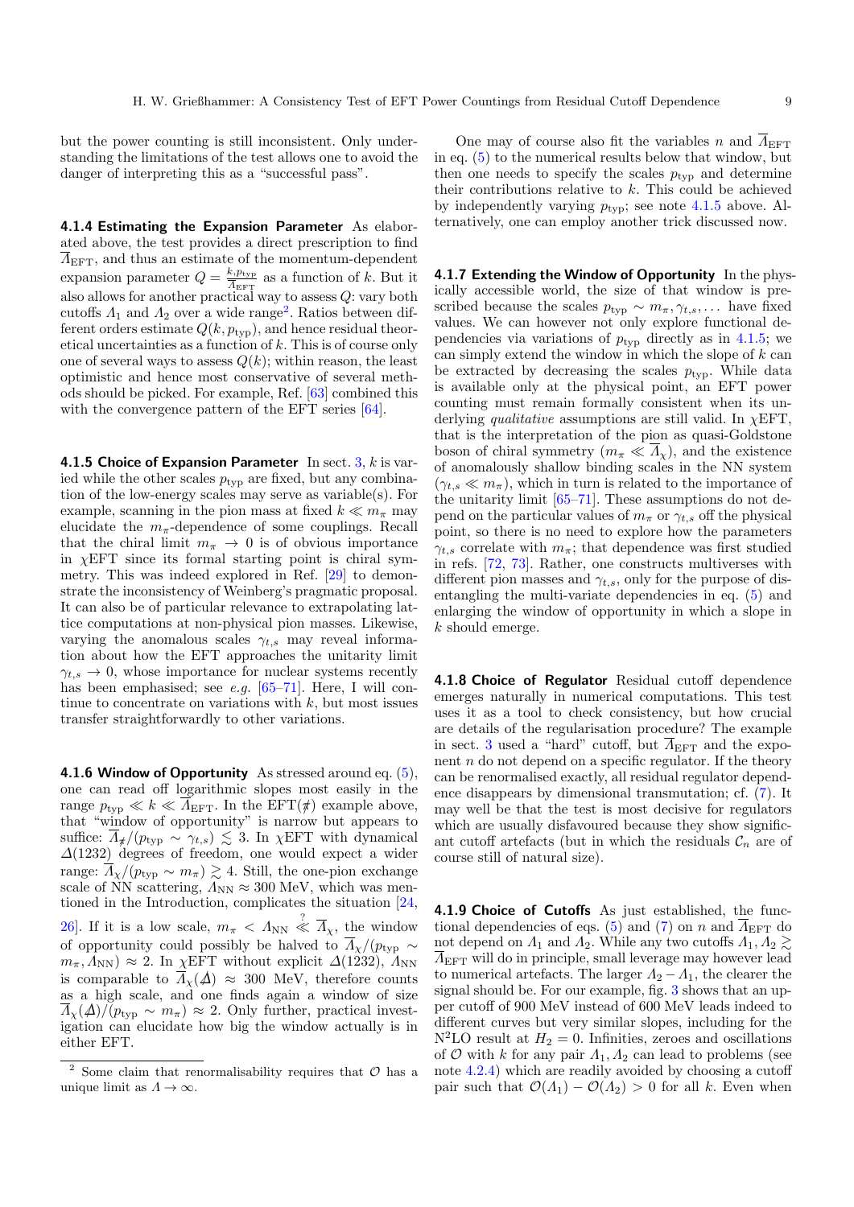but the power counting is still inconsistent. Only understanding the limitations of the test allows one to avoid the danger of interpreting this as a "successful pass".

**4.1.4 Estimating the Expansion Parameter** As elaborated above, the test provides a direct prescription to find $\overline{\Lambda}_{\mathrm{EFT}}$, and thus an estimate of the momentum-dependent expansion parameter $Q = \frac{k, p_{\mathrm{typ}}}{\overline{\Lambda}_{\mathrm{EFT}}}$ as a function of $k$. But it also allows for another practical way to assess $Q$: vary both cutoffs $\Lambda_1$ and $\Lambda_2$ over a wide range[2]. Ratios between different orders estimate $Q(k, p_{\mathrm{typ}})$, and hence residual theoretical uncertainties as a function of $k$. This is of course only one of several ways to assess $Q(k)$; within reason, the least optimistic and hence most conservative of several methods should be picked. For example, Ref. [63] combined this with the convergence pattern of the EFT series [64].

**4.1.5 Choice of Expansion Parameter** In sect. 3, $k$ is varied while the other scales $p_{\mathrm{typ}}$ are fixed, but any combination of the low-energy scales may serve as variable(s). For example, scanning in the pion mass at fixed $k \ll m_\pi$ may elucidate the $m_\pi$-dependence of some couplings. Recall that the chiral limit $m_\pi \to 0$ is of obvious importance in $\chi$EFT since its formal starting point is chiral symmetry. This was indeed explored in Ref. [29] to demonstrate the inconsistency of Weinberg's pragmatic proposal. It can also be of particular relevance to extrapolating lattice computations at non-physical pion masses. Likewise, varying the anomalous scales $\gamma_{t,s}$ may reveal information about how the EFT approaches the unitarity limit $\gamma_{t,s} \to 0$, whose importance for nuclear systems recently has been emphasised; see *e.g.* [65–71]. Here, I will continue to concentrate on variations with $k$, but most issues transfer straightforwardly to other variations.

**4.1.6 Window of Opportunity** As stressed around eq. (5), one can read off logarithmic slopes most easily in the range $p_{\mathrm{typ}} \ll k \ll \overline{\Lambda}_{\mathrm{EFT}}$. In the EFT($\not{\pi}$) example above, that "window of opportunity" is narrow but appears to suffice: $\overline{\Lambda}_{\not{\pi}}/(p_{\mathrm{typ}} \sim \gamma_{t,s}) \lesssim 3$. In $\chi$EFT with dynamical $\Delta(1232)$ degrees of freedom, one would expect a wider range: $\overline{\Lambda}_\chi/(p_{\mathrm{typ}} \sim m_\pi) \gtrsim 4$. Still, the one-pion exchange scale of NN scattering, $\Lambda_{\mathrm{NN}} \approx 300$ MeV, which was mentioned in the Introduction, complicates the situation [24, 26]. If it is a low scale, $m_\pi < \Lambda_{\mathrm{NN}} \overset{?}{\ll} \overline{\Lambda}_\chi$, the window of opportunity could possibly be halved to $\overline{\Lambda}_\chi/(p_{\mathrm{typ}} \sim m_\pi, \Lambda_{\mathrm{NN}}) \approx 2$. In $\chi$EFT without explicit $\Delta(1232)$, $\Lambda_{\mathrm{NN}}$ is comparable to $\overline{\Lambda}_\chi(\not{\Delta}) \approx 300$ MeV, therefore counts as a high scale, and one finds again a window of size $\overline{\Lambda}_\chi(\not{\Delta})/(p_{\mathrm{typ}} \sim m_\pi) \approx 2$. Only further, practical investigation can elucidate how big the window actually is in either EFT.

One may of course also fit the variables $n$ and $\overline{\Lambda}_{\mathrm{EFT}}$ in eq. (5) to the numerical results below that window, but then one needs to specify the scales $p_{\mathrm{typ}}$ and determine their contributions relative to $k$. This could be achieved by independently varying $p_{\mathrm{typ}}$; see note 4.1.5 above. Alternatively, one can employ another trick discussed now.

**4.1.7 Extending the Window of Opportunity** In the physically accessible world, the size of that window is prescribed because the scales $p_{\mathrm{typ}} \sim m_\pi, \gamma_{t,s}, \dots$ have fixed values. We can however not only explore functional dependencies via variations of $p_{\mathrm{typ}}$ directly as in 4.1.5; we can simply extend the window in which the slope of $k$ can be extracted by decreasing the scales $p_{\mathrm{typ}}$. While data is available only at the physical point, an EFT power counting must remain formally consistent when its underlying *qualitative* assumptions are still valid. In $\chi$EFT, that is the interpretation of the pion as quasi-Goldstone boson of chiral symmetry ($m_\pi \ll \overline{\Lambda}_\chi$), and the existence of anomalously shallow binding scales in the NN system ($\gamma_{t,s} \ll m_\pi$), which in turn is related to the importance of the unitarity limit [65–71]. These assumptions do not depend on the particular values of $m_\pi$ or $\gamma_{t,s}$ off the physical point, so there is no need to explore how the parameters $\gamma_{t,s}$ correlate with $m_\pi$; that dependence was first studied in refs. [72, 73]. Rather, one constructs multiverses with different pion masses and $\gamma_{t,s}$, only for the purpose of disentangling the multi-variate dependencies in eq. (5) and enlarging the window of opportunity in which a slope in $k$ should emerge.

**4.1.8 Choice of Regulator** Residual cutoff dependence emerges naturally in numerical computations. This test uses it as a tool to check consistency, but how crucial are details of the regularisation procedure? The example in sect. 3 used a "hard" cutoff, but $\overline{\Lambda}_{\mathrm{EFT}}$ and the exponent $n$ do not depend on a specific regulator. If the theory can be renormalised exactly, all residual regulator dependence disappears by dimensional transmutation; cf. (7). It may well be that the test is most decisive for regulators which are usually disfavoured because they show significant cutoff artefacts (but in which the residuals $\mathcal{C}_n$ are of course still of natural size).

**4.1.9 Choice of Cutoffs** As just established, the functional dependencies of eqs. (5) and (7) on $n$ and $\overline{\Lambda}_{\mathrm{EFT}}$ do not depend on $\Lambda_1$ and $\Lambda_2$. While any two cutoffs $\Lambda_1, \Lambda_2 \gtrsim \overline{\Lambda}_{\mathrm{EFT}}$ will do in principle, small leverage may however lead to numerical artefacts. The larger $\Lambda_2 - \Lambda_1$, the clearer the signal should be. For our example, fig. 3 shows that an upper cutoff of 900 MeV instead of 600 MeV leads indeed to different curves but very similar slopes, including for the N$^2$LO result at $H_2 = 0$. Infinities, zeroes and oscillations of $\mathcal{O}$ with $k$ for any pair $\Lambda_1, \Lambda_2$ can lead to problems (see note 4.2.4) which are readily avoided by choosing a cutoff pair such that $\mathcal{O}(\Lambda_1) - \mathcal{O}(\Lambda_2) > 0$ for all $k$. Even when

[2] Some claim that renormalisability requires that $\mathcal{O}$ has a unique limit as $\Lambda \to \infty$.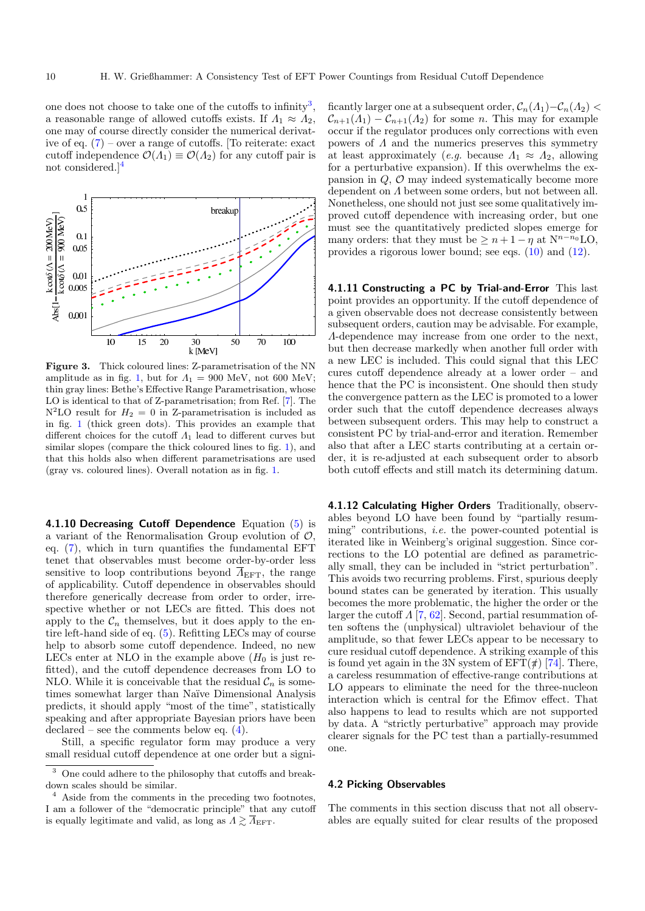one does not choose to take one of the cutoffs to infinity[3], a reasonable range of allowed cutoffs exists. If $\Lambda_1 \approx \Lambda_2$, one may of course directly consider the numerical derivative of eq. (7) – over a range of cutoffs. [To reiterate: exact cutoff independence $\mathcal{O}(\Lambda_1) \equiv \mathcal{O}(\Lambda_2)$ for any cutoff pair is not considered.][4]

**Figure 3.** Thick coloured lines: Z-parametrisation of the NN amplitude as in fig. 1, but for $\Lambda_1 = 900$ MeV, not 600 MeV; thin gray lines: Bethe's Effective Range Parametrisation, whose LO is identical to that of Z-parametrisation; from Ref. [7]. The N$^2$LO result for $H_2 = 0$ in Z-parametrisation is included as in fig. 1 (thick green dots). This provides an example that different choices for the cutoff $\Lambda_1$ lead to different curves but similar slopes (compare the thick coloured lines to fig. 1), and that this holds also when different parametrisations are used (gray vs. coloured lines). Overall notation as in fig. 1.

#### 4.1.10 Decreasing Cutoff Dependence

Equation (5) is a variant of the Renormalisation Group evolution of $\mathcal{O}$, eq. (7), which in turn quantifies the fundamental EFT tenet that observables must become order-by-order less sensitive to loop contributions beyond $\overline{\Lambda}_{\text{EFT}}$, the range of applicability. Cutoff dependence in observables should therefore generically decrease from order to order, irrespective whether or not LECs are fitted. This does not apply to the $\mathcal{C}_n$ themselves, but it does apply to the entire left-hand side of eq. (5). Refitting LECs may of course help to absorb some cutoff dependence. Indeed, no new LECs enter at NLO in the example above ($H_0$ is just refitted), and the cutoff dependence decreases from LO to NLO. While it is conceivable that the residual $\mathcal{C}_n$ is sometimes somewhat larger than Naïve Dimensional Analysis predicts, it should apply "most of the time", statistically speaking and after appropriate Bayesian priors have been declared – see the comments below eq. (4).

Still, a specific regulator form may produce a very small residual cutoff dependence at one order but a significantly larger one at a subsequent order, $\mathcal{C}_n(\Lambda_1) - \mathcal{C}_n(\Lambda_2) < \mathcal{C}_{n+1}(\Lambda_1) - \mathcal{C}_{n+1}(\Lambda_2)$ for some $n$. This may for example occur if the regulator produces only corrections with even powers of $\Lambda$ and the numerics preserves this symmetry at least approximately (*e.g.* because $\Lambda_1 \approx \Lambda_2$, allowing for a perturbative expansion). If this overwhelms the expansion in $Q$, $\mathcal{O}$ may indeed systematically become more dependent on $\Lambda$ between some orders, but not between all. Nonetheless, one should not just see some qualitatively improved cutoff dependence with increasing order, but one must see the quantitatively predicted slopes emerge for many orders: that they must be $\geq n+1-\eta$ at N$^{n-n_0}$LO, provides a rigorous lower bound; see eqs. (10) and (12).

#### 4.1.11 Constructing a PC by Trial-and-Error

This last point provides an opportunity. If the cutoff dependence of a given observable does not decrease consistently between subsequent orders, caution may be advisable. For example, $\Lambda$-dependence may increase from one order to the next, but then decrease markedly when another full order with a new LEC is included. This could signal that this LEC cures cutoff dependence already at a lower order – and hence that the PC is inconsistent. One should then study the convergence pattern as the LEC is promoted to a lower order such that the cutoff dependence decreases always between subsequent orders. This may help to construct a consistent PC by trial-and-error and iteration. Remember also that after a LEC starts contributing at a certain order, it is re-adjusted at each subsequent order to absorb both cutoff effects and still match its determining datum.

#### 4.1.12 Calculating Higher Orders

Traditionally, observables beyond LO have been found by "partially resumming" contributions, *i.e.* the power-counted potential is iterated like in Weinberg's original suggestion. Since corrections to the LO potential are defined as parametrically small, they can be included in "strict perturbation". This avoids two recurring problems. First, spurious deeply bound states can be generated by iteration. This usually becomes the more problematic, the higher the order or the larger the cutoff $\Lambda$ [7, 62]. Second, partial resummation often softens the (unphysical) ultraviolet behaviour of the amplitude, so that fewer LECs appear to be necessary to cure residual cutoff dependence. A striking example of this is found yet again in the 3N system of EFT($\not\pi$) [74]. There, a careless resummation of effective-range contributions at LO appears to eliminate the need for the three-nucleon interaction which is central for the Efimov effect. That also happens to lead to results which are not supported by data. A "strictly perturbative" approach may provide clearer signals for the PC test than a partially-resummed one.

### 4.2 Picking Observables

The comments in this section discuss that not all observables are equally suited for clear results of the proposed

---

[3] One could adhere to the philosophy that cutoffs and breakdown scales should be similar.

[4] Aside from the comments in the preceding two footnotes, I am a follower of the "democratic principle" that any cutoff is equally legitimate and valid, as long as $\Lambda \gtrsim \overline{\Lambda}_{\text{EFT}}$.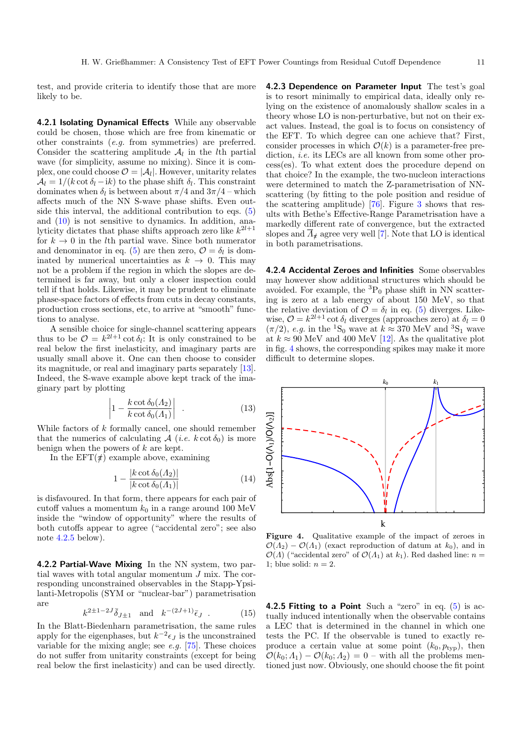test, and provide criteria to identify those that are more likely to be.

**4.2.1 Isolating Dynamical Effects** While any observable could be chosen, those which are free from kinematic or other constraints (*e.g.* from symmetries) are preferred. Consider the scattering amplitude $\mathcal{A}_l$ in the $l$th partial wave (for simplicity, assume no mixing). Since it is complex, one could choose $\mathcal{O} = |\mathcal{A}_l|$. However, unitarity relates $\mathcal{A}_l = 1/(k\cot\delta_l - \mathrm{i}k)$ to the phase shift $\delta_l$. This constraint dominates when $\delta_l$ is between about $\pi/4$ and $3\pi/4$ – which affects much of the NN S-wave phase shifts. Even outside this interval, the additional contribution to eqs. (5) and (10) is not sensitive to dynamics. In addition, analyticity dictates that phase shifts approach zero like $k^{2l+1}$ for $k \to 0$ in the $l$th partial wave. Since both numerator and denominator in eq. (5) are then zero, $\mathcal{O} = \delta_l$ is dominated by numerical uncertainties as $k \to 0$. This may not be a problem if the region in which the slopes are determined is far away, but only a closer inspection could tell if that holds. Likewise, it may be prudent to eliminate phase-space factors of effects from cuts in decay constants, production cross sections, etc, to arrive at "smooth" functions to analyse.

A sensible choice for single-channel scattering appears thus to be $\mathcal{O} = k^{2l+1}\cot\delta_l$: It is only constrained to be real below the first inelasticity, and imaginary parts are usually small above it. One can then choose to consider its magnitude, or real and imaginary parts separately [13]. Indeed, the S-wave example above kept track of the imaginary part by plotting

$$\left|1 - \frac{k\cot\delta_0(\Lambda_2)}{k\cot\delta_0(\Lambda_1)}\right| \quad . \tag{13}$$

While factors of $k$ formally cancel, one should remember that the numerics of calculating $\mathcal{A}$ (*i.e.* $k\cot\delta_0$) is more benign when the powers of $k$ are kept.

In the EFT($\not\pi$) example above, examining

$$1 - \frac{|k\cot\delta_0(\Lambda_2)|}{|k\cot\delta_0(\Lambda_1)|} \tag{14}$$

is disfavoured. In that form, there appears for each pair of cutoff values a momentum $k_0$ in a range around 100 MeV inside the "window of opportunity" where the results of both cutoffs appear to agree ("accidental zero"; see also note 4.2.5 below).

**4.2.2 Partial-Wave Mixing** In the NN system, two partial waves with total angular momentum $J$ mix. The corresponding unconstrained observables in the Stapp-Ypsilanti-Metropolis (SYM or "nuclear-bar") parametrisation are

$$k^{2\pm1-2J}\bar{\delta}_{J\pm1} \quad \text{and} \quad k^{-(2J+1)}\bar{\epsilon}_J \quad . \tag{15}$$

In the Blatt-Biedenharn parametrisation, the same rules apply for the eigenphases, but $k^{-2}\epsilon_J$ is the unconstrained variable for the mixing angle; see *e.g.* [75]. These choices do not suffer from unitarity constraints (except for being real below the first inelasticity) and can be used directly.

**4.2.3 Dependence on Parameter Input** The test's goal is to resort minimally to empirical data, ideally only relying on the existence of anomalously shallow scales in a theory whose LO is non-perturbative, but not on their exact values. Instead, the goal is to focus on consistency of the EFT. To which degree can one achieve that? First, consider processes in which $\mathcal{O}(k)$ is a parameter-free prediction, *i.e.* its LECs are all known from some other process(es). To what extent does the procedure depend on that choice? In the example, the two-nucleon interactions were determined to match the Z-parametrisation of NN-scattering (by fitting to the pole position and residue of the scattering amplitude) [76]. Figure 3 shows that results with Bethe's Effective-Range Parametrisation have a markedly different rate of convergence, but the extracted slopes and $\overline{\Lambda}_{\not\pi}$ agree very well [7]. Note that LO is identical in both parametrisations.

**4.2.4 Accidental Zeroes and Infinities** Some observables may however show additional structures which should be avoided. For example, the $^3$P$_0$ phase shift in NN scattering is zero at a lab energy of about 150 MeV, so that the relative deviation of $\mathcal{O} = \delta_l$ in eq. (5) diverges. Likewise, $\mathcal{O} = k^{2l+1}\cot\delta_l$ diverges (approaches zero) at $\delta_l = 0$ ($\pi/2$), *e.g.* in the $^1$S$_0$ wave at $k \approx 370$ MeV and $^3$S$_1$ wave at $k \approx 90$ MeV and 400 MeV [12]. As the qualitative plot in fig. 4 shows, the corresponding spikes may make it more difficult to determine slopes.

**Figure 4.** Qualitative example of the impact of zeroes in $\mathcal{O}(\Lambda_2) - \mathcal{O}(\Lambda_1)$ (exact reproduction of datum at $k_0$), and in $\mathcal{O}(\Lambda)$ ("accidental zero" of $\mathcal{O}(\Lambda_1)$ at $k_1$). Red dashed line: $n = 1$; blue solid: $n = 2$.

**4.2.5 Fitting to a Point** Such a "zero" in eq. (5) is actually induced intentionally when the observable contains a LEC that is determined in the channel in which one tests the PC. If the observable is tuned to exactly reproduce a certain value at some point $(k_0, p_{\text{typ}})$, then $\mathcal{O}(k_0;\Lambda_1) - \mathcal{O}(k_0;\Lambda_2) = 0$ – with all the problems mentioned just now. Obviously, one should choose the fit point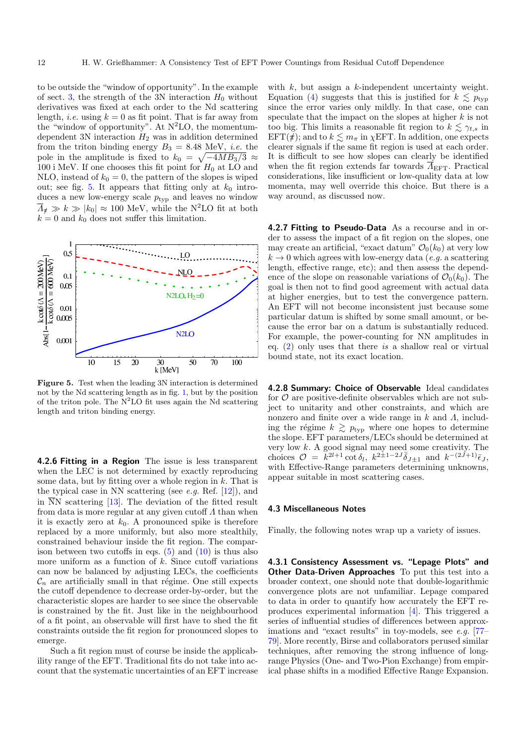to be outside the "window of opportunity". In the example of sect. 3, the strength of the 3N interaction $H_0$ without derivatives was fixed at each order to the Nd scattering length, *i.e.* using $k = 0$ as fit point. That is far away from the "window of opportunity". At N$^2$LO, the momentum-dependent 3N interaction $H_2$ was in addition determined from the triton binding energy $B_3 = 8.48$ MeV, *i.e.* the pole in the amplitude is fixed to $k_0 = \sqrt{-4MB_3/3} \approx$ 100 i MeV. If one chooses this fit point for $H_0$ at LO and NLO, instead of $k_0 = 0$, the pattern of the slopes is wiped out; see fig. 5. It appears that fitting only at $k_0$ introduces a new low-energy scale $p_{\text{typ}}$ and leaves no window $\overline{\Lambda}_{\not{\pi}} \gg k \gg |k_0| \approx 100$ MeV, while the N$^2$LO fit at both $k = 0$ and $k_0$ does not suffer this limitation.

**Figure 5.** Test when the leading 3N interaction is determined not by the Nd scattering length as in fig. 1, but by the position of the triton pole. The N$^2$LO fit uses again the Nd scattering length and triton binding energy.

**4.2.6 Fitting in a Region** The issue is less transparent when the LEC is not determined by exactly reproducing some data, but by fitting over a whole region in $k$. That is the typical case in NN scattering (see *e.g.* Ref. [12]), and in $\overline{\text{N}}$N scattering [13]. The deviation of the fitted result from data is more regular at any given cutoff $\Lambda$ than when it is exactly zero at $k_0$. A pronounced spike is therefore replaced by a more uniformly, but also more stealthily, constrained behaviour inside the fit region. The comparison between two cutoffs in eqs. (5) and (10) is thus also more uniform as a function of $k$. Since cutoff variations can now be balanced by adjusting LECs, the coefficients $\mathcal{C}_n$ are artificially small in that régime. One still expects the cutoff dependence to decrease order-by-order, but the characteristic slopes are harder to see since the observable is constrained by the fit. Just like in the neighbourhood of a fit point, an observable will first have to shed the fit constraints outside the fit region for pronounced slopes to emerge.

Such a fit region must of course be inside the applicability range of the EFT. Traditional fits do not take into account that the systematic uncertainties of an EFT increase with $k$, but assign a $k$-independent uncertainty weight. Equation (4) suggests that this is justified for $k \lesssim p_{\text{typ}}$ since the error varies only mildly. In that case, one can speculate that the impact on the slopes at higher $k$ is not too big. This limits a reasonable fit region to $k \lesssim \gamma_{t,s}$ in EFT($\not{\pi}$); and to $k \lesssim m_\pi$ in $\chi$EFT. In addition, one expects clearer signals if the same fit region is used at each order. It is difficult to see how slopes can clearly be identified when the fit region extends far towards $\overline{\Lambda}_{\text{EFT}}$. Practical considerations, like insufficient or low-quality data at low momenta, may well override this choice. But there is a way around, as discussed now.

**4.2.7 Fitting to Pseudo-Data** As a recourse and in order to assess the impact of a fit region on the slopes, one may create an artificial, "exact datum" $\mathcal{O}_0(k_0)$ at very low $k \to 0$ which agrees with low-energy data (*e.g.* a scattering length, effective range, etc); and then assess the dependence of the slope on reasonable variations of $\mathcal{O}_0(k_0)$. The goal is then not to find good agreement with actual data at higher energies, but to test the convergence pattern. An EFT will not become inconsistent just because some particular datum is shifted by some small amount, or because the error bar on a datum is substantially reduced. For example, the power-counting for NN amplitudes in eq. (2) only uses that there *is* a shallow real or virtual bound state, not its exact location.

**4.2.8 Summary: Choice of Observable** Ideal candidates for $\mathcal{O}$ are positive-definite observables which are not subject to unitarity and other constraints, and which are nonzero and finite over a wide range in $k$ and $\Lambda$, including the régime $k \gtrsim p_{\text{typ}}$ where one hopes to determine the slope. EFT parameters/LECs should be determined at very low $k$. A good signal may need some creativity. The choices $\mathcal{O} = k^{2l+1} \cot \delta_l$, $k^{2\pm1-2J}\bar{\delta}_{J\pm1}$ and $k^{-(2J+1)}\bar{\epsilon}_J$, with Effective-Range parameters determining unknowns, appear suitable in most scattering cases.

### 4.3 Miscellaneous Notes

Finally, the following notes wrap up a variety of issues.

**4.3.1 Consistency Assessment vs. "Lepage Plots" and Other Data-Driven Approaches** To put this test into a broader context, one should note that double-logarithmic convergence plots are not unfamiliar. Lepage compared to data in order to quantify how accurately the EFT reproduces experimental information [4]. This triggered a series of influential studies of differences between approximations and "exact results" in toy-models, see *e.g.* [77–79]. More recently, Birse and collaborators perused similar techniques, after removing the strong influence of long-range Physics (One- and Two-Pion Exchange) from empirical phase shifts in a modified Effective Range Expansion.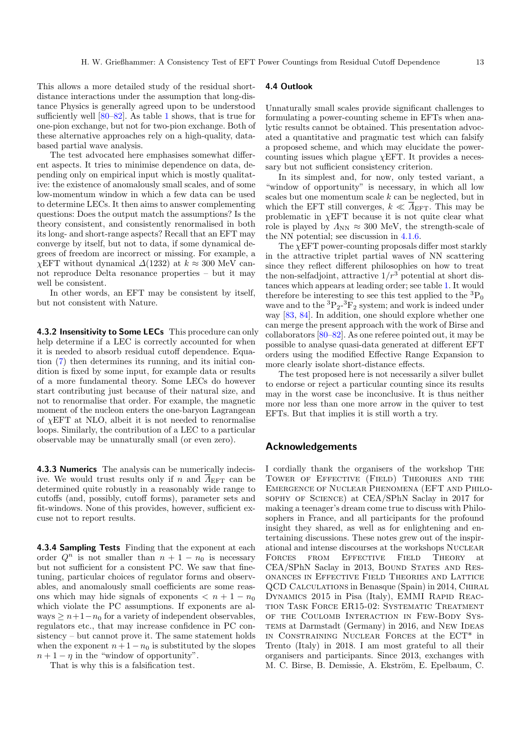This allows a more detailed study of the residual short-distance interactions under the assumption that long-distance Physics is generally agreed upon to be understood sufficiently well [80–82]. As table 1 shows, that is true for one-pion exchange, but not for two-pion exchange. Both of these alternative approaches rely on a high-quality, data-based partial wave analysis.

The test advocated here emphasises somewhat different aspects. It tries to minimise dependence on data, depending only on empirical input which is mostly qualitative: the existence of anomalously small scales, and of some low-momentum window in which a few data can be used to determine LECs. It then aims to answer complementing questions: Does the output match the assumptions? Is the theory consistent, and consistently renormalised in both its long- and short-range aspects? Recall that an EFT may converge by itself, but not to data, if some dynamical degrees of freedom are incorrect or missing. For example, a $\chi$EFT without dynamical $\Delta(1232)$ at $k \approx 300$ MeV cannot reproduce Delta resonance properties – but it may well be consistent.

In other words, an EFT may be consistent by itself, but not consistent with Nature.

**4.3.2 Insensitivity to Some LECs** This procedure can only help determine if a LEC is correctly accounted for when it is needed to absorb residual cutoff dependence. Equation (7) then determines its running, and its initial condition is fixed by some input, for example data or results of a more fundamental theory. Some LECs do however start contributing just because of their natural size, and not to renormalise that order. For example, the magnetic moment of the nucleon enters the one-baryon Lagrangean of $\chi$EFT at NLO, albeit it is not needed to renormalise loops. Similarly, the contribution of a LEC to a particular observable may be unnaturally small (or even zero).

**4.3.3 Numerics** The analysis can be numerically indecisive. We would trust results only if $n$ and $\overline{\Lambda}_{\text{EFT}}$ can be determined quite robustly in a reasonably wide range to cutoffs (and, possibly, cutoff forms), parameter sets and fit-windows. None of this provides, however, sufficient excuse not to report results.

**4.3.4 Sampling Tests** Finding that the exponent at each order $Q^n$ is not smaller than $n + 1 - n_0$ is necessary but not sufficient for a consistent PC. We saw that fine-tuning, particular choices of regulator forms and observables, and anomalously small coefficients are some reasons which may hide signals of exponents $< n + 1 - n_0$ which violate the PC assumptions. If exponents are always $\geq n+1-n_0$ for a variety of independent observables, regulators etc., that may increase confidence in PC consistency – but cannot prove it. The same statement holds when the exponent $n+1-n_0$ is substituted by the slopes $n + 1 - \eta$ in the "window of opportunity".

That is why this is a falsification test.

### 4.4 Outlook

Unnaturally small scales provide significant challenges to formulating a power-counting scheme in EFTs when analytic results cannot be obtained. This presentation advocated a quantitative and pragmatic test which can falsify a proposed scheme, and which may elucidate the power-counting issues which plague $\chi$EFT. It provides a necessary but not sufficient consistency criterion.

In its simplest and, for now, only tested variant, a "window of opportunity" is necessary, in which all low scales but one momentum scale $k$ can be neglected, but in which the EFT still converges, $k \ll \overline{\Lambda}_{\text{EFT}}$. This may be problematic in $\chi$EFT because it is not quite clear what role is played by $\Lambda_{\text{NN}} \approx 300$ MeV, the strength-scale of the NN potential; see discussion in 4.1.6.

The $\chi$EFT power-counting proposals differ most starkly in the attractive triplet partial waves of NN scattering since they reflect different philosophies on how to treat the non-selfadjoint, attractive $1/r^3$ potential at short distances which appears at leading order; see table 1. It would therefore be interesting to see this test applied to the ${}^3\text{P}_0$ wave and to the ${}^3\text{P}_2$-${}^3\text{F}_2$ system; and work is indeed under way [83, 84]. In addition, one should explore whether one can merge the present approach with the work of Birse and collaborators [80–82]. As one referee pointed out, it may be possible to analyse quasi-data generated at different EFT orders using the modified Effective Range Expansion to more clearly isolate short-distance effects.

The test proposed here is not necessarily a silver bullet to endorse or reject a particular counting since its results may in the worst case be inconclusive. It is thus neither more nor less than one more arrow in the quiver to test EFTs. But that implies it is still worth a try.

## Acknowledgements

I cordially thank the organisers of the workshop The Tower of Effective (Field) Theories and the Emergence of Nuclear Phenomena (EFT and Philosophy of Science) at CEA/SPhN Saclay in 2017 for making a teenager's dream come true to discuss with Philosophers in France, and all participants for the profound insight they shared, as well as for enlightening and entertaining discussions. These notes grew out of the inspirational and intense discourses at the workshops Nuclear Forces from Effective Field Theory at CEA/SPhN Saclay in 2013, Bound States and Resonances in Effective Field Theories and Lattice QCD Calculations in Benasque (Spain) in 2014, Chiral Dynamics 2015 in Pisa (Italy), EMMI Rapid Reaction Task Force ER15-02: Systematic Treatment of the Coulomb Interaction in Few-Body Systems at Darmstadt (Germany) in 2016, and New Ideas in Constraining Nuclear Forces at the ECT* in Trento (Italy) in 2018. I am most grateful to all their organisers and participants. Since 2013, exchanges with M. C. Birse, B. Demissie, A. Ekström, E. Epelbaum, C.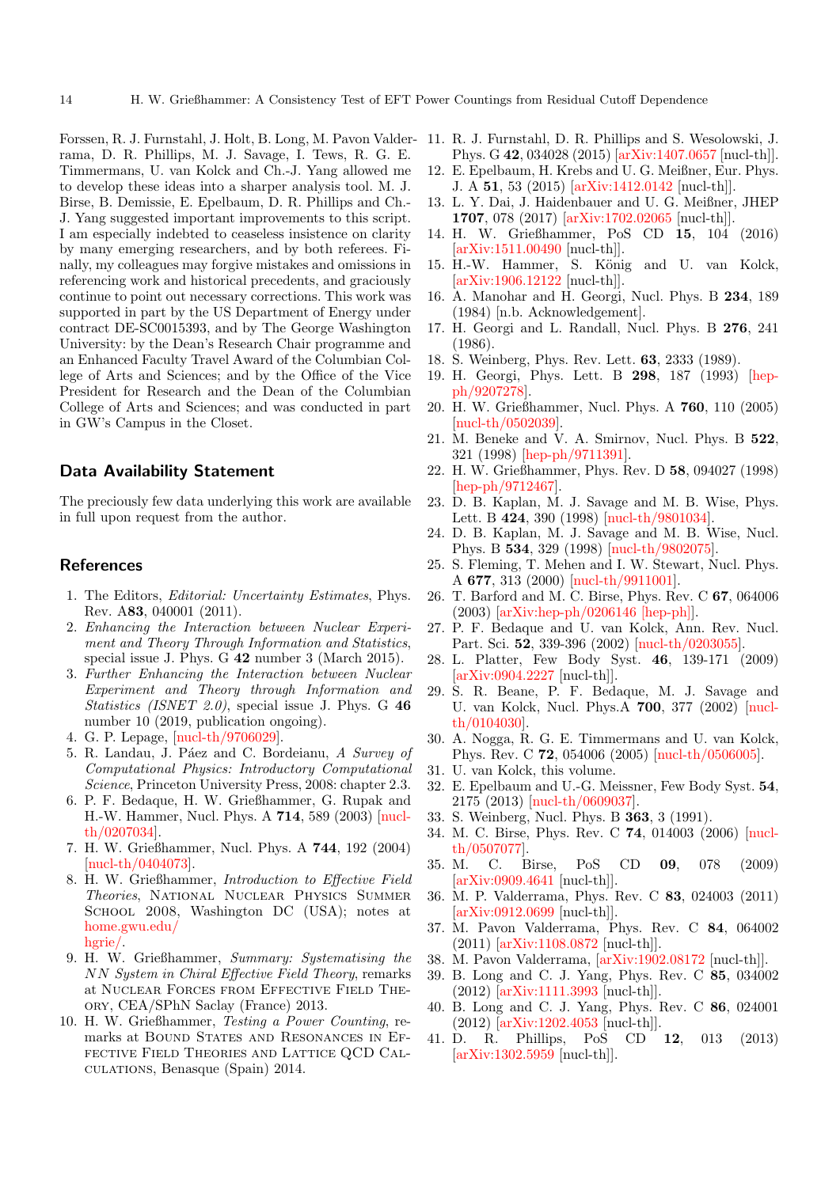Forssen, R. J. Furnstahl, J. Holt, B. Long, M. Pavon Valderrama, D. R. Phillips, M. J. Savage, I. Tews, R. G. E. Timmermans, U. van Kolck and Ch.-J. Yang allowed me to develop these ideas into a sharper analysis tool. M. J. Birse, B. Demissie, E. Epelbaum, D. R. Phillips and Ch.-J. Yang suggested important improvements to this script. I am especially indebted to ceaseless insistence on clarity by many emerging researchers, and by both referees. Finally, my colleagues may forgive mistakes and omissions in referencing work and historical precedents, and graciously continue to point out necessary corrections. This work was supported in part by the US Department of Energy under contract DE-SC0015393, and by The George Washington University: by the Dean's Research Chair programme and an Enhanced Faculty Travel Award of the Columbian College of Arts and Sciences; and by the Office of the Vice President for Research and the Dean of the Columbian College of Arts and Sciences; and was conducted in part in GW's Campus in the Closet.

## Data Availability Statement

The preciously few data underlying this work are available in full upon request from the author.

## References

1. The Editors, *Editorial: Uncertainty Estimates*, Phys. Rev. A**83**, 040001 (2011).
2. *Enhancing the Interaction between Nuclear Experiment and Theory Through Information and Statistics*, special issue J. Phys. G **42** number 3 (March 2015).
3. *Further Enhancing the Interaction between Nuclear Experiment and Theory through Information and Statistics (ISNET 2.0)*, special issue J. Phys. G **46** number 10 (2019, publication ongoing).
4. G. P. Lepage, [nucl-th/9706029].
5. R. Landau, J. Páez and C. Bordeianu, *A Survey of Computational Physics: Introductory Computational Science*, Princeton University Press, 2008: chapter 2.3.
6. P. F. Bedaque, H. W. Grießhammer, G. Rupak and H.-W. Hammer, Nucl. Phys. A **714**, 589 (2003) [nucl-th/0207034].
7. H. W. Grießhammer, Nucl. Phys. A **744**, 192 (2004) [nucl-th/0404073].
8. H. W. Grießhammer, *Introduction to Effective Field Theories*, National Nuclear Physics Summer School 2008, Washington DC (USA); notes at home.gwu.edu/hgrie/.
9. H. W. Grießhammer, *Summary: Systematising the NN System in Chiral Effective Field Theory*, remarks at Nuclear Forces from Effective Field Theory, CEA/SPhN Saclay (France) 2013.
10. H. W. Grießhammer, *Testing a Power Counting*, remarks at Bound States and Resonances in Effective Field Theories and Lattice QCD Calculations, Benasque (Spain) 2014.
11. R. J. Furnstahl, D. R. Phillips and S. Wesolowski, J. Phys. G **42**, 034028 (2015) [arXiv:1407.0657 [nucl-th]].
12. E. Epelbaum, H. Krebs and U. G. Meißner, Eur. Phys. J. A **51**, 53 (2015) [arXiv:1412.0142 [nucl-th]].
13. L. Y. Dai, J. Haidenbauer and U. G. Meißner, JHEP **1707**, 078 (2017) [arXiv:1702.02065 [nucl-th]].
14. H. W. Grießhammer, PoS CD **15**, 104 (2016) [arXiv:1511.00490 [nucl-th]].
15. H.-W. Hammer, S. König and U. van Kolck, [arXiv:1906.12122 [nucl-th]].
16. A. Manohar and H. Georgi, Nucl. Phys. B **234**, 189 (1984) [n.b. Acknowledgement].
17. H. Georgi and L. Randall, Nucl. Phys. B **276**, 241 (1986).
18. S. Weinberg, Phys. Rev. Lett. **63**, 2333 (1989).
19. H. Georgi, Phys. Lett. B **298**, 187 (1993) [hep-ph/9207278].
20. H. W. Grießhammer, Nucl. Phys. A **760**, 110 (2005) [nucl-th/0502039].
21. M. Beneke and V. A. Smirnov, Nucl. Phys. B **522**, 321 (1998) [hep-ph/9711391].
22. H. W. Grießhammer, Phys. Rev. D **58**, 094027 (1998) [hep-ph/9712467].
23. D. B. Kaplan, M. J. Savage and M. B. Wise, Phys. Lett. B **424**, 390 (1998) [nucl-th/9801034].
24. D. B. Kaplan, M. J. Savage and M. B. Wise, Nucl. Phys. B **534**, 329 (1998) [nucl-th/9802075].
25. S. Fleming, T. Mehen and I. W. Stewart, Nucl. Phys. A **677**, 313 (2000) [nucl-th/9911001].
26. T. Barford and M. C. Birse, Phys. Rev. C **67**, 064006 (2003) [arXiv:hep-ph/0206146 [hep-ph]].
27. P. F. Bedaque and U. van Kolck, Ann. Rev. Nucl. Part. Sci. **52**, 339-396 (2002) [nucl-th/0203055].
28. L. Platter, Few Body Syst. **46**, 139-171 (2009) [arXiv:0904.2227 [nucl-th]].
29. S. R. Beane, P. F. Bedaque, M. J. Savage and U. van Kolck, Nucl. Phys.A **700**, 377 (2002) [nucl-th/0104030].
30. A. Nogga, R. G. E. Timmermans and U. van Kolck, Phys. Rev. C **72**, 054006 (2005) [nucl-th/0506005].
31. U. van Kolck, this volume.
32. E. Epelbaum and U.-G. Meissner, Few Body Syst. **54**, 2175 (2013) [nucl-th/0609037].
33. S. Weinberg, Nucl. Phys. B **363**, 3 (1991).
34. M. C. Birse, Phys. Rev. C **74**, 014003 (2006) [nucl-th/0507077].
35. M. C. Birse, PoS CD **09**, 078 (2009) [arXiv:0909.4641 [nucl-th]].
36. M. P. Valderrama, Phys. Rev. C **83**, 024003 (2011) [arXiv:0912.0699 [nucl-th]].
37. M. Pavon Valderrama, Phys. Rev. C **84**, 064002 (2011) [arXiv:1108.0872 [nucl-th]].
38. M. Pavon Valderrama, [arXiv:1902.08172 [nucl-th]].
39. B. Long and C. J. Yang, Phys. Rev. C **85**, 034002 (2012) [arXiv:1111.3993 [nucl-th]].
40. B. Long and C. J. Yang, Phys. Rev. C **86**, 024001 (2012) [arXiv:1202.4053 [nucl-th]].
41. D. R. Phillips, PoS CD **12**, 013 (2013) [arXiv:1302.5959 [nucl-th]].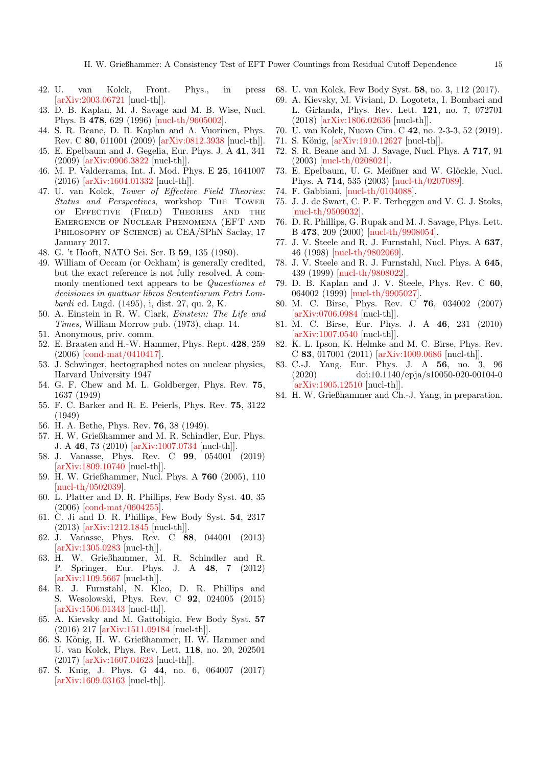42. U. van Kolck, Front. Phys., in press [arXiv:2003.06721 [nucl-th]].
43. D. B. Kaplan, M. J. Savage and M. B. Wise, Nucl. Phys. B **478**, 629 (1996) [nucl-th/9605002].
44. S. R. Beane, D. B. Kaplan and A. Vuorinen, Phys. Rev. C **80**, 011001 (2009) [arXiv:0812.3938 [nucl-th]].
45. E. Epelbaum and J. Gegelia, Eur. Phys. J. A **41**, 341 (2009) [arXiv:0906.3822 [nucl-th]].
46. M. P. Valderrama, Int. J. Mod. Phys. E **25**, 1641007 (2016) [arXiv:1604.01332 [nucl-th]].
47. U. van Kolck, *Tower of Effective Field Theories: Status and Perspectives*, workshop The Tower of Effective (Field) Theories and the Emergence of Nuclear Phenomena (EFT and Philosophy of Science) at CEA/SPhN Saclay, 17 January 2017.
48. G. 't Hooft, NATO Sci. Ser. B **59**, 135 (1980).
49. William of Occam (or Ockham) is generally credited, but the exact reference is not fully resolved. A commonly mentioned text appears to be *Quaestiones et decisiones in quattuor libros Sententiarum Petri Lombardi* ed. Lugd. (1495), i, dist. 27, qu. 2, K.
50. A. Einstein in R. W. Clark, *Einstein: The Life and Times*, William Morrow pub. (1973), chap. 14.
51. Anonymous, priv. comm.
52. E. Braaten and H.-W. Hammer, Phys. Rept. **428**, 259 (2006) [cond-mat/0410417].
53. J. Schwinger, hectographed notes on nuclear physics, Harvard University 1947
54. G. F. Chew and M. L. Goldberger, Phys. Rev. **75**, 1637 (1949)
55. F. C. Barker and R. E. Peierls, Phys. Rev. **75**, 3122 (1949)
56. H. A. Bethe, Phys. Rev. **76**, 38 (1949).
57. H. W. Grießhammer and M. R. Schindler, Eur. Phys. J. A **46**, 73 (2010) [arXiv:1007.0734 [nucl-th]].
58. J. Vanasse, Phys. Rev. C **99**, 054001 (2019) [arXiv:1809.10740 [nucl-th]].
59. H. W. Grießhammer, Nucl. Phys. A **760** (2005), 110 [nucl-th/0502039].
60. L. Platter and D. R. Phillips, Few Body Syst. **40**, 35 (2006) [cond-mat/0604255].
61. C. Ji and D. R. Phillips, Few Body Syst. **54**, 2317 (2013) [arXiv:1212.1845 [nucl-th]].
62. J. Vanasse, Phys. Rev. C **88**, 044001 (2013) [arXiv:1305.0283 [nucl-th]].
63. H. W. Grießhammer, M. R. Schindler and R. P. Springer, Eur. Phys. J. A **48**, 7 (2012) [arXiv:1109.5667 [nucl-th]].
64. R. J. Furnstahl, N. Klco, D. R. Phillips and S. Wesolowski, Phys. Rev. C **92**, 024005 (2015) [arXiv:1506.01343 [nucl-th]].
65. A. Kievsky and M. Gattobigio, Few Body Syst. **57** (2016) 217 [arXiv:1511.09184 [nucl-th]].
66. S. König, H. W. Grießhammer, H. W. Hammer and U. van Kolck, Phys. Rev. Lett. **118**, no. 20, 202501 (2017) [arXiv:1607.04623 [nucl-th]].
67. S. Knig, J. Phys. G **44**, no. 6, 064007 (2017) [arXiv:1609.03163 [nucl-th]].
68. U. van Kolck, Few Body Syst. **58**, no. 3, 112 (2017).
69. A. Kievsky, M. Viviani, D. Logoteta, I. Bombaci and L. Girlanda, Phys. Rev. Lett. **121**, no. 7, 072701 (2018) [arXiv:1806.02636 [nucl-th]].
70. U. van Kolck, Nuovo Cim. C **42**, no. 2-3-3, 52 (2019).
71. S. König, [arXiv:1910.12627 [nucl-th]].
72. S. R. Beane and M. J. Savage, Nucl. Phys. A **717**, 91 (2003) [nucl-th/0208021].
73. E. Epelbaum, U. G. Meißner and W. Glöckle, Nucl. Phys. A **714**, 535 (2003) [nucl-th/0207089].
74. F. Gabbiani, [nucl-th/0104088].
75. J. J. de Swart, C. P. F. Terheggen and V. G. J. Stoks, [nucl-th/9509032].
76. D. R. Phillips, G. Rupak and M. J. Savage, Phys. Lett. B **473**, 209 (2000) [nucl-th/9908054].
77. J. V. Steele and R. J. Furnstahl, Nucl. Phys. A **637**, 46 (1998) [nucl-th/9802069].
78. J. V. Steele and R. J. Furnstahl, Nucl. Phys. A **645**, 439 (1999) [nucl-th/9808022].
79. D. B. Kaplan and J. V. Steele, Phys. Rev. C **60**, 064002 (1999) [nucl-th/9905027].
80. M. C. Birse, Phys. Rev. C **76**, 034002 (2007) [arXiv:0706.0984 [nucl-th]].
81. M. C. Birse, Eur. Phys. J. A **46**, 231 (2010) [arXiv:1007.0540 [nucl-th]].
82. K. L. Ipson, K. Helmke and M. C. Birse, Phys. Rev. C **83**, 017001 (2011) [arXiv:1009.0686 [nucl-th]].
83. C.-J. Yang, Eur. Phys. J. A **56**, no. 3, 96 (2020) doi:10.1140/epja/s10050-020-00104-0 [arXiv:1905.12510 [nucl-th]].
84. H. W. Grießhammer and Ch.-J. Yang, in preparation.